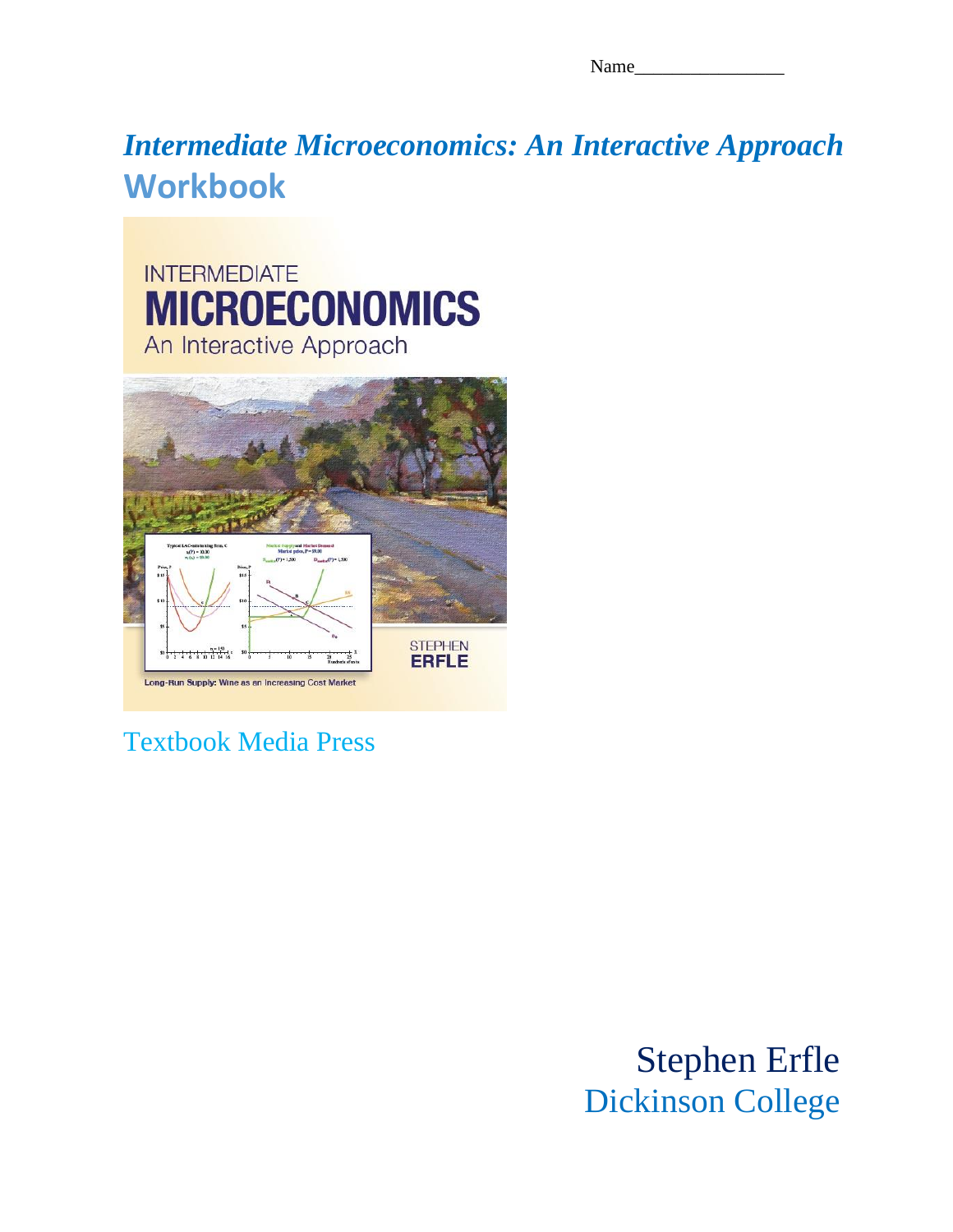Name________________

# *Intermediate Microeconomics: An Interactive Approach*
## Workbook

INTERMEDIATE
MICROECONOMICS
An Interactive Approach

STEPHEN
ERFLE

Long-Run Supply: Wine as an Increasing Cost Market

Textbook Media Press

Stephen Erfle
Dickinson College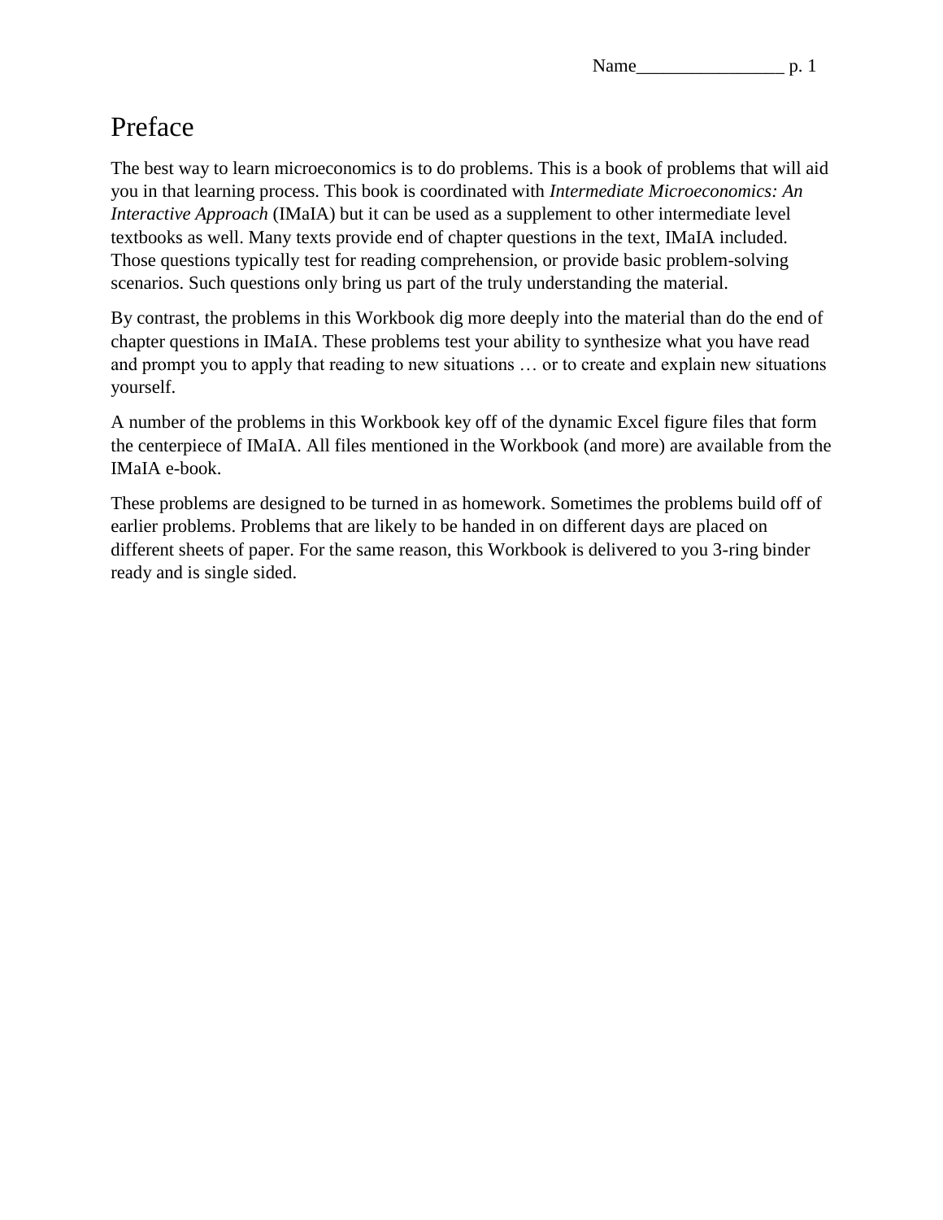# Preface

The best way to learn microeconomics is to do problems. This is a book of problems that will aid you in that learning process. This book is coordinated with *Intermediate Microeconomics: An Interactive Approach* (IMaIA) but it can be used as a supplement to other intermediate level textbooks as well. Many texts provide end of chapter questions in the text, IMaIA included. Those questions typically test for reading comprehension, or provide basic problem-solving scenarios. Such questions only bring us part of the truly understanding the material.

By contrast, the problems in this Workbook dig more deeply into the material than do the end of chapter questions in IMaIA. These problems test your ability to synthesize what you have read and prompt you to apply that reading to new situations … or to create and explain new situations yourself.

A number of the problems in this Workbook key off of the dynamic Excel figure files that form the centerpiece of IMaIA. All files mentioned in the Workbook (and more) are available from the IMaIA e-book.

These problems are designed to be turned in as homework. Sometimes the problems build off of earlier problems. Problems that are likely to be handed in on different days are placed on different sheets of paper. For the same reason, this Workbook is delivered to you 3-ring binder ready and is single sided.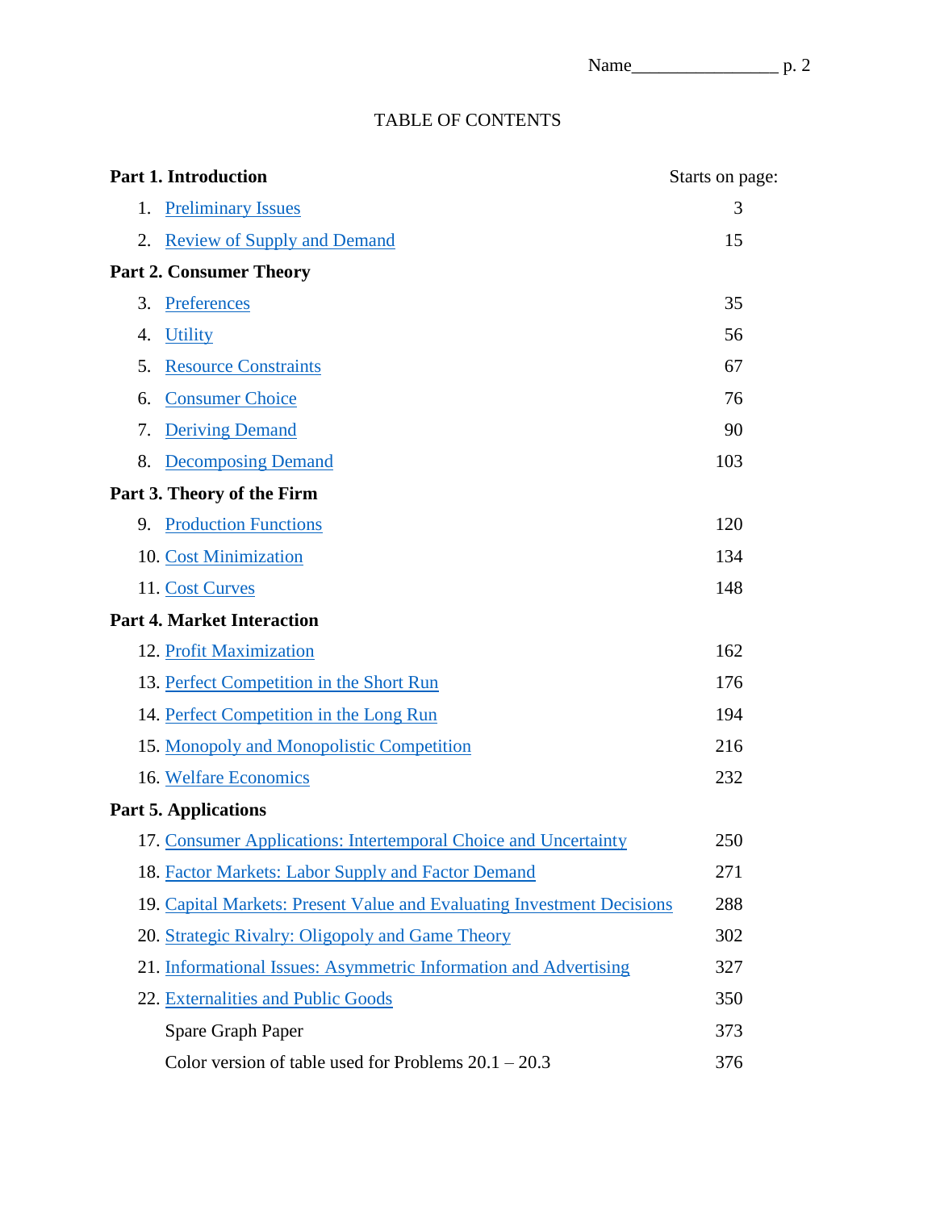# TABLE OF CONTENTS

| | Starts on page: |
|---|---|
| **Part 1. Introduction** | |
| 1. Preliminary Issues | 3 |
| 2. Review of Supply and Demand | 15 |
| **Part 2. Consumer Theory** | |
| 3. Preferences | 35 |
| 4. Utility | 56 |
| 5. Resource Constraints | 67 |
| 6. Consumer Choice | 76 |
| 7. Deriving Demand | 90 |
| 8. Decomposing Demand | 103 |
| **Part 3. Theory of the Firm** | |
| 9. Production Functions | 120 |
| 10. Cost Minimization | 134 |
| 11. Cost Curves | 148 |
| **Part 4. Market Interaction** | |
| 12. Profit Maximization | 162 |
| 13. Perfect Competition in the Short Run | 176 |
| 14. Perfect Competition in the Long Run | 194 |
| 15. Monopoly and Monopolistic Competition | 216 |
| 16. Welfare Economics | 232 |
| **Part 5. Applications** | |
| 17. Consumer Applications: Intertemporal Choice and Uncertainty | 250 |
| 18. Factor Markets: Labor Supply and Factor Demand | 271 |
| 19. Capital Markets: Present Value and Evaluating Investment Decisions | 288 |
| 20. Strategic Rivalry: Oligopoly and Game Theory | 302 |
| 21. Informational Issues: Asymmetric Information and Advertising | 327 |
| 22. Externalities and Public Goods | 350 |
| Spare Graph Paper | 373 |
| Color version of table used for Problems 20.1 – 20.3 | 376 |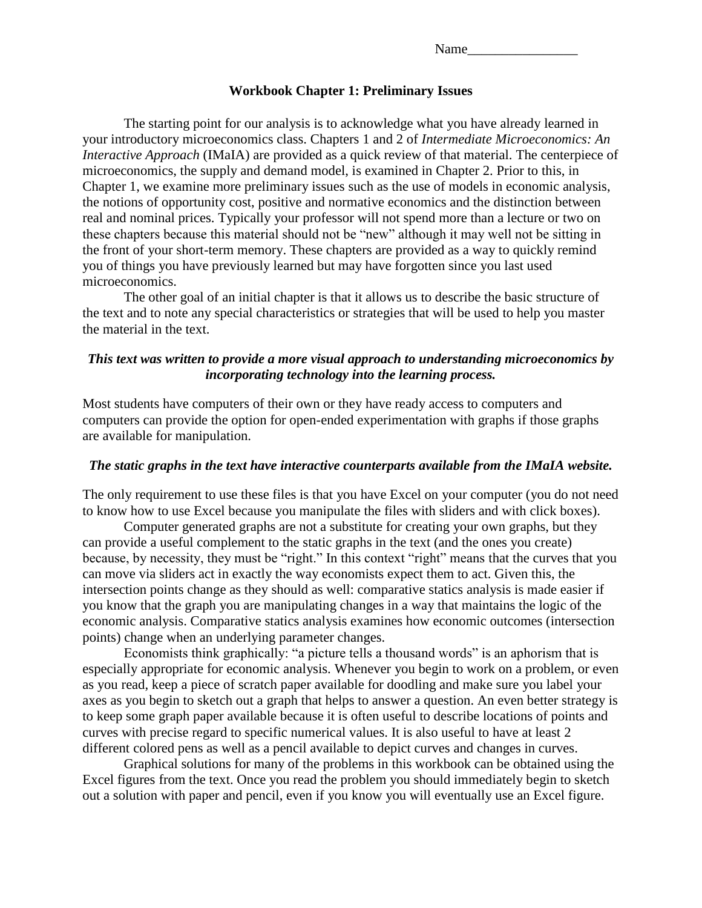Name________________

## Workbook Chapter 1: Preliminary Issues

The starting point for our analysis is to acknowledge what you have already learned in your introductory microeconomics class. Chapters 1 and 2 of *Intermediate Microeconomics: An Interactive Approach* (IMaIA) are provided as a quick review of that material. The centerpiece of microeconomics, the supply and demand model, is examined in Chapter 2. Prior to this, in Chapter 1, we examine more preliminary issues such as the use of models in economic analysis, the notions of opportunity cost, positive and normative economics and the distinction between real and nominal prices. Typically your professor will not spend more than a lecture or two on these chapters because this material should not be "new" although it may well not be sitting in the front of your short-term memory. These chapters are provided as a way to quickly remind you of things you have previously learned but may have forgotten since you last used microeconomics.

The other goal of an initial chapter is that it allows us to describe the basic structure of the text and to note any special characteristics or strategies that will be used to help you master the material in the text.

***This text was written to provide a more visual approach to understanding microeconomics by incorporating technology into the learning process.***

Most students have computers of their own or they have ready access to computers and computers can provide the option for open-ended experimentation with graphs if those graphs are available for manipulation.

***The static graphs in the text have interactive counterparts available from the IMaIA website.***

The only requirement to use these files is that you have Excel on your computer (you do not need to know how to use Excel because you manipulate the files with sliders and with click boxes).

Computer generated graphs are not a substitute for creating your own graphs, but they can provide a useful complement to the static graphs in the text (and the ones you create) because, by necessity, they must be "right." In this context "right" means that the curves that you can move via sliders act in exactly the way economists expect them to act. Given this, the intersection points change as they should as well: comparative statics analysis is made easier if you know that the graph you are manipulating changes in a way that maintains the logic of the economic analysis. Comparative statics analysis examines how economic outcomes (intersection points) change when an underlying parameter changes.

Economists think graphically: "a picture tells a thousand words" is an aphorism that is especially appropriate for economic analysis. Whenever you begin to work on a problem, or even as you read, keep a piece of scratch paper available for doodling and make sure you label your axes as you begin to sketch out a graph that helps to answer a question. An even better strategy is to keep some graph paper available because it is often useful to describe locations of points and curves with precise regard to specific numerical values. It is also useful to have at least 2 different colored pens as well as a pencil available to depict curves and changes in curves.

Graphical solutions for many of the problems in this workbook can be obtained using the Excel figures from the text. Once you read the problem you should immediately begin to sketch out a solution with paper and pencil, even if you know you will eventually use an Excel figure.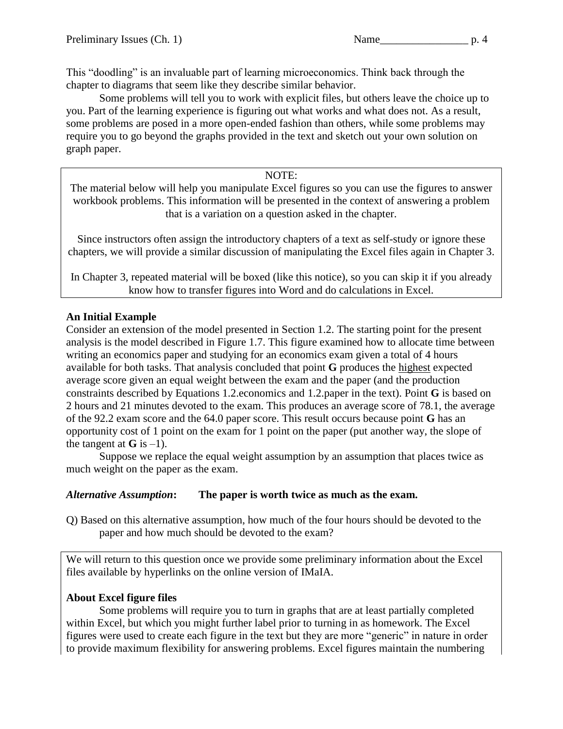This "doodling" is an invaluable part of learning microeconomics. Think back through the chapter to diagrams that seem like they describe similar behavior.

Some problems will tell you to work with explicit files, but others leave the choice up to you. Part of the learning experience is figuring out what works and what does not. As a result, some problems are posed in a more open-ended fashion than others, while some problems may require you to go beyond the graphs provided in the text and sketch out your own solution on graph paper.

> NOTE:
>
> The material below will help you manipulate Excel figures so you can use the figures to answer workbook problems. This information will be presented in the context of answering a problem that is a variation on a question asked in the chapter.
>
> Since instructors often assign the introductory chapters of a text as self-study or ignore these chapters, we will provide a similar discussion of manipulating the Excel files again in Chapter 3.
>
> In Chapter 3, repeated material will be boxed (like this notice), so you can skip it if you already know how to transfer figures into Word and do calculations in Excel.

**An Initial Example**

Consider an extension of the model presented in Section 1.2. The starting point for the present analysis is the model described in Figure 1.7. This figure examined how to allocate time between writing an economics paper and studying for an economics exam given a total of 4 hours available for both tasks. That analysis concluded that point **G** produces the highest expected average score given an equal weight between the exam and the paper (and the production constraints described by Equations 1.2.economics and 1.2.paper in the text). Point **G** is based on 2 hours and 21 minutes devoted to the exam. This produces an average score of 78.1, the average of the 92.2 exam score and the 64.0 paper score. This result occurs because point **G** has an opportunity cost of 1 point on the exam for 1 point on the paper (put another way, the slope of the tangent at **G** is –1).

Suppose we replace the equal weight assumption by an assumption that places twice as much weight on the paper as the exam.

***Alternative Assumption*: The paper is worth twice as much as the exam.**

Q) Based on this alternative assumption, how much of the four hours should be devoted to the paper and how much should be devoted to the exam?

> We will return to this question once we provide some preliminary information about the Excel files available by hyperlinks on the online version of IMaIA.
>
> **About Excel figure files**
>
> Some problems will require you to turn in graphs that are at least partially completed within Excel, but which you might further label prior to turning in as homework. The Excel figures were used to create each figure in the text but they are more "generic" in nature in order to provide maximum flexibility for answering problems. Excel figures maintain the numbering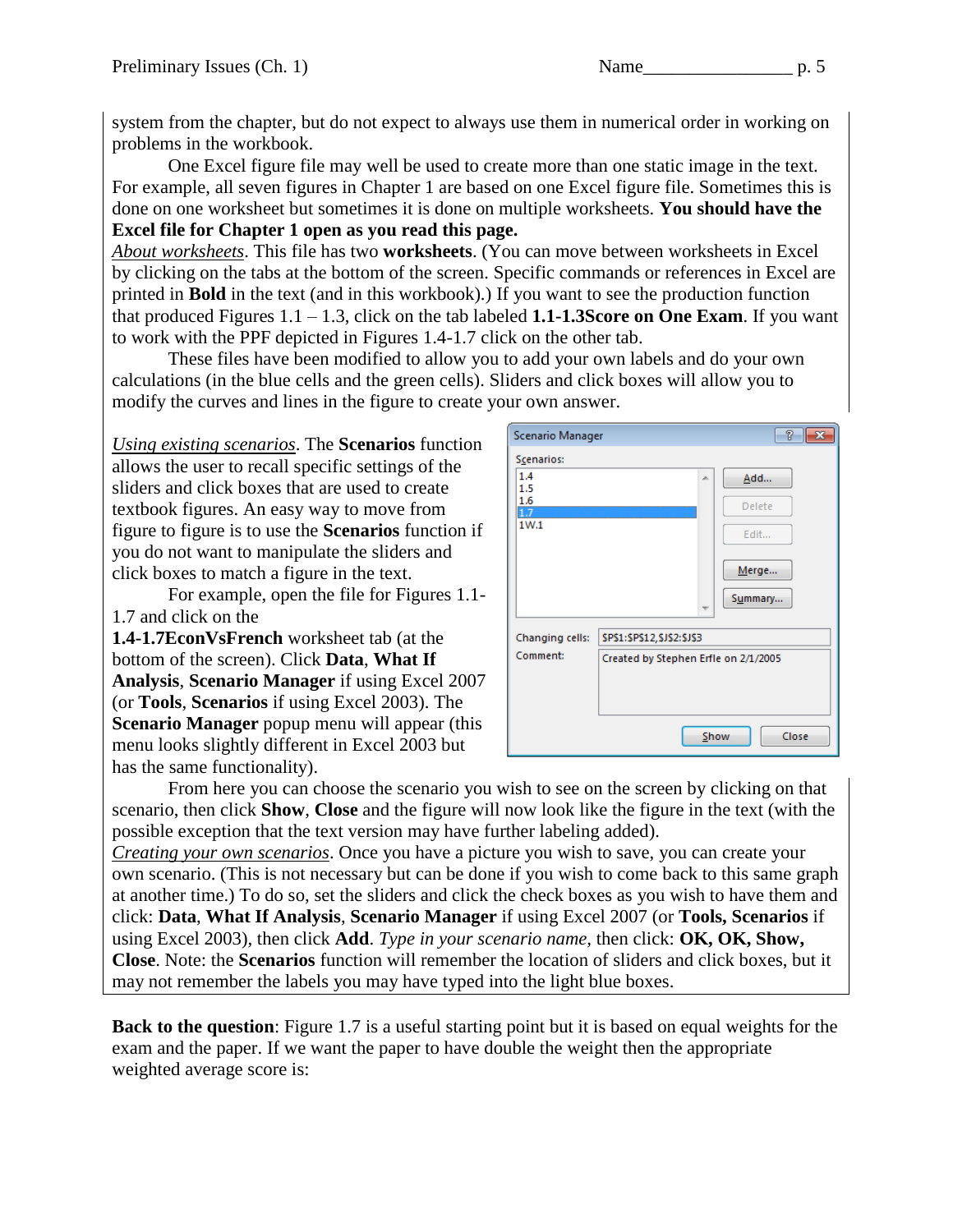system from the chapter, but do not expect to always use them in numerical order in working on problems in the workbook.

One Excel figure file may well be used to create more than one static image in the text. For example, all seven figures in Chapter 1 are based on one Excel figure file. Sometimes this is done on one worksheet but sometimes it is done on multiple worksheets. **You should have the Excel file for Chapter 1 open as you read this page.**

*About worksheets*. This file has two **worksheets**. (You can move between worksheets in Excel by clicking on the tabs at the bottom of the screen. Specific commands or references in Excel are printed in **Bold** in the text (and in this workbook).) If you want to see the production function that produced Figures 1.1 – 1.3, click on the tab labeled **1.1-1.3Score on One Exam**. If you want to work with the PPF depicted in Figures 1.4-1.7 click on the other tab.

These files have been modified to allow you to add your own labels and do your own calculations (in the blue cells and the green cells). Sliders and click boxes will allow you to modify the curves and lines in the figure to create your own answer.

*Using existing scenarios*. The **Scenarios** function allows the user to recall specific settings of the sliders and click boxes that are used to create textbook figures. An easy way to move from figure to figure is to use the **Scenarios** function if you do not want to manipulate the sliders and click boxes to match a figure in the text.

For example, open the file for Figures 1.1-1.7 and click on the **1.4-1.7EconVsFrench** worksheet tab (at the bottom of the screen). Click **Data**, **What If Analysis**, **Scenario Manager** if using Excel 2007 (or **Tools**, **Scenarios** if using Excel 2003). The **Scenario Manager** popup menu will appear (this menu looks slightly different in Excel 2003 but has the same functionality).

From here you can choose the scenario you wish to see on the screen by clicking on that scenario, then click **Show**, **Close** and the figure will now look like the figure in the text (with the possible exception that the text version may have further labeling added).

*Creating your own scenarios*. Once you have a picture you wish to save, you can create your own scenario. (This is not necessary but can be done if you wish to come back to this same graph at another time.) To do so, set the sliders and click the check boxes as you wish to have them and click: **Data**, **What If Analysis**, **Scenario Manager** if using Excel 2007 (or **Tools, Scenarios** if using Excel 2003), then click **Add**. *Type in your scenario name*, then click: **OK, OK, Show, Close**. Note: the **Scenarios** function will remember the location of sliders and click boxes, but it may not remember the labels you may have typed into the light blue boxes.

**Back to the question**: Figure 1.7 is a useful starting point but it is based on equal weights for the exam and the paper. If we want the paper to have double the weight then the appropriate weighted average score is: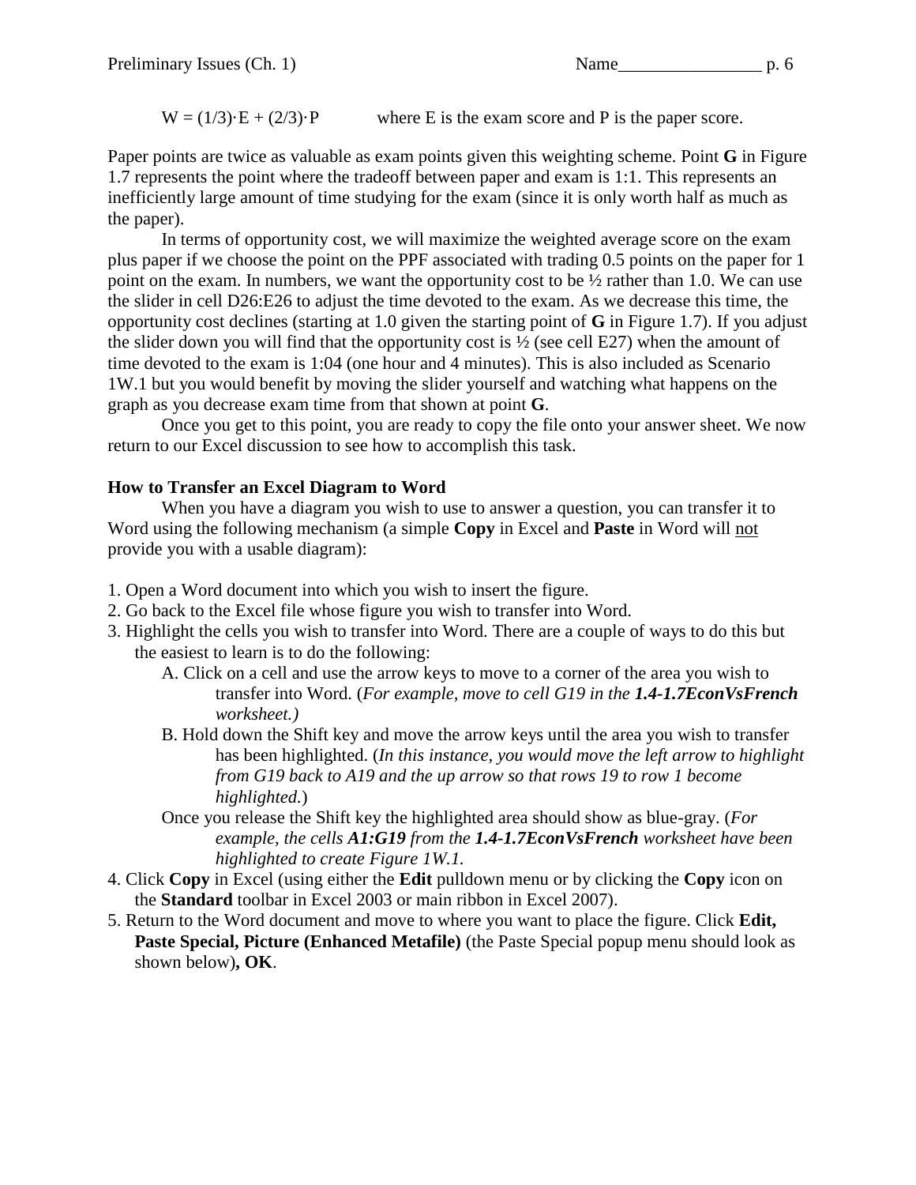$$W = (1/3)\cdot E + (2/3)\cdot P \qquad \text{where E is the exam score and P is the paper score.}$$

Paper points are twice as valuable as exam points given this weighting scheme. Point **G** in Figure 1.7 represents the point where the tradeoff between paper and exam is 1:1. This represents an inefficiently large amount of time studying for the exam (since it is only worth half as much as the paper).

In terms of opportunity cost, we will maximize the weighted average score on the exam plus paper if we choose the point on the PPF associated with trading 0.5 points on the paper for 1 point on the exam. In numbers, we want the opportunity cost to be ½ rather than 1.0. We can use the slider in cell D26:E26 to adjust the time devoted to the exam. As we decrease this time, the opportunity cost declines (starting at 1.0 given the starting point of **G** in Figure 1.7). If you adjust the slider down you will find that the opportunity cost is ½ (see cell E27) when the amount of time devoted to the exam is 1:04 (one hour and 4 minutes). This is also included as Scenario 1W.1 but you would benefit by moving the slider yourself and watching what happens on the graph as you decrease exam time from that shown at point **G**.

Once you get to this point, you are ready to copy the file onto your answer sheet. We now return to our Excel discussion to see how to accomplish this task.

### How to Transfer an Excel Diagram to Word

When you have a diagram you wish to use to answer a question, you can transfer it to Word using the following mechanism (a simple **Copy** in Excel and **Paste** in Word will not provide you with a usable diagram):

1. Open a Word document into which you wish to insert the figure.
2. Go back to the Excel file whose figure you wish to transfer into Word.
3. Highlight the cells you wish to transfer into Word. There are a couple of ways to do this but the easiest to learn is to do the following:
   A. Click on a cell and use the arrow keys to move to a corner of the area you wish to transfer into Word. (*For example, move to cell G19 in the **1.4-1.7EconVsFrench** worksheet.)*
   B. Hold down the Shift key and move the arrow keys until the area you wish to transfer has been highlighted. (*In this instance, you would move the left arrow to highlight from G19 back to A19 and the up arrow so that rows 19 to row 1 become highlighted.*)
   Once you release the Shift key the highlighted area should show as blue-gray. (*For example, the cells **A1:G19** from the **1.4-1.7EconVsFrench** worksheet have been highlighted to create Figure 1W.1.*
4. Click **Copy** in Excel (using either the **Edit** pulldown menu or by clicking the **Copy** icon on the **Standard** toolbar in Excel 2003 or main ribbon in Excel 2007).
5. Return to the Word document and move to where you want to place the figure. Click **Edit, Paste Special, Picture (Enhanced Metafile)** (the Paste Special popup menu should look as shown below)**, OK**.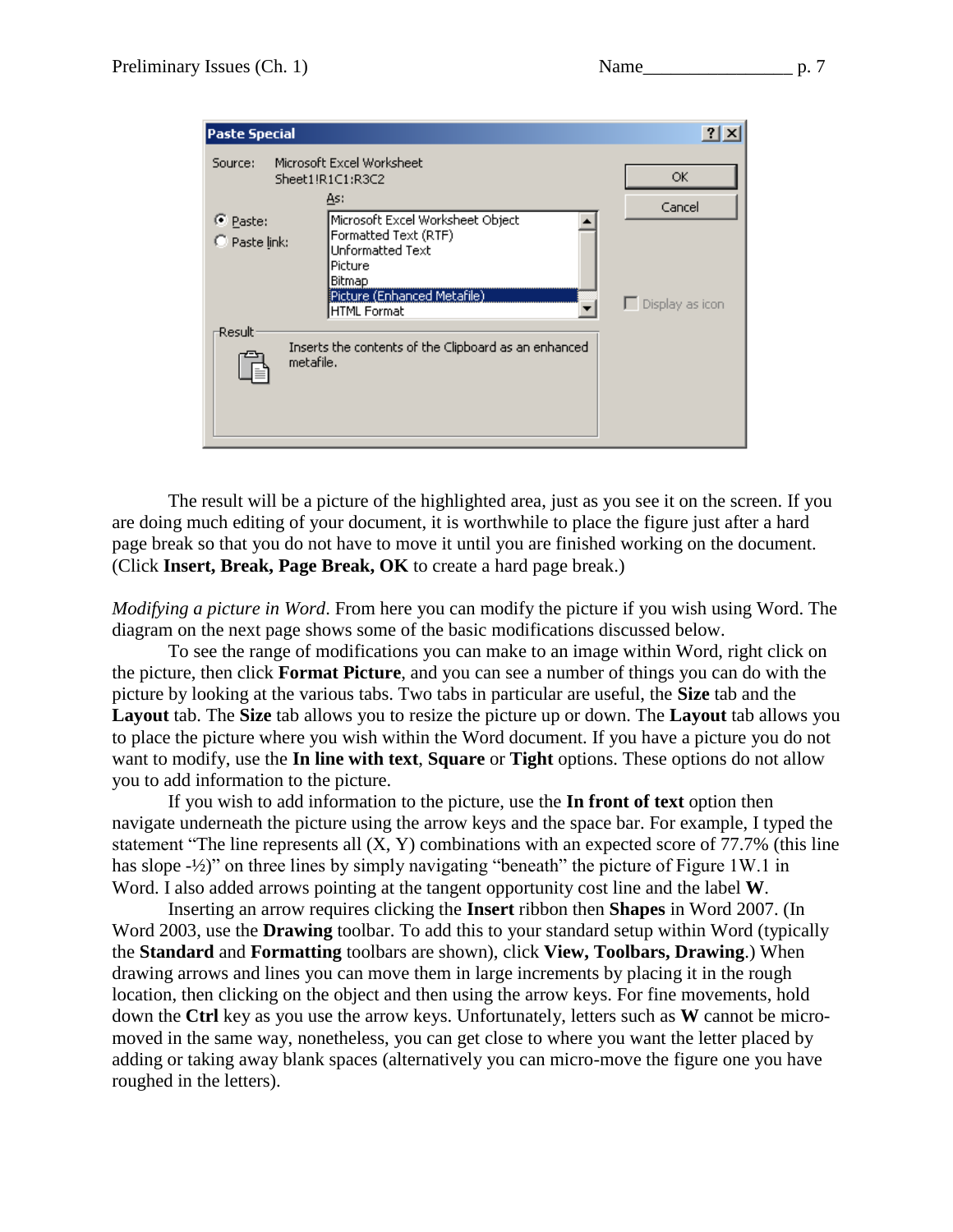The result will be a picture of the highlighted area, just as you see it on the screen. If you are doing much editing of your document, it is worthwhile to place the figure just after a hard page break so that you do not have to move it until you are finished working on the document. (Click **Insert, Break, Page Break, OK** to create a hard page break.)

*Modifying a picture in Word*. From here you can modify the picture if you wish using Word. The diagram on the next page shows some of the basic modifications discussed below.

To see the range of modifications you can make to an image within Word, right click on the picture, then click **Format Picture**, and you can see a number of things you can do with the picture by looking at the various tabs. Two tabs in particular are useful, the **Size** tab and the **Layout** tab. The **Size** tab allows you to resize the picture up or down. The **Layout** tab allows you to place the picture where you wish within the Word document. If you have a picture you do not want to modify, use the **In line with text**, **Square** or **Tight** options. These options do not allow you to add information to the picture.

If you wish to add information to the picture, use the **In front of text** option then navigate underneath the picture using the arrow keys and the space bar. For example, I typed the statement "The line represents all (X, Y) combinations with an expected score of 77.7% (this line has slope -½)" on three lines by simply navigating "beneath" the picture of Figure 1W.1 in Word. I also added arrows pointing at the tangent opportunity cost line and the label **W**.

Inserting an arrow requires clicking the **Insert** ribbon then **Shapes** in Word 2007. (In Word 2003, use the **Drawing** toolbar. To add this to your standard setup within Word (typically the **Standard** and **Formatting** toolbars are shown), click **View, Toolbars, Drawing**.) When drawing arrows and lines you can move them in large increments by placing it in the rough location, then clicking on the object and then using the arrow keys. For fine movements, hold down the **Ctrl** key as you use the arrow keys. Unfortunately, letters such as **W** cannot be micro-moved in the same way, nonetheless, you can get close to where you want the letter placed by adding or taking away blank spaces (alternatively you can micro-move the figure one you have roughed in the letters).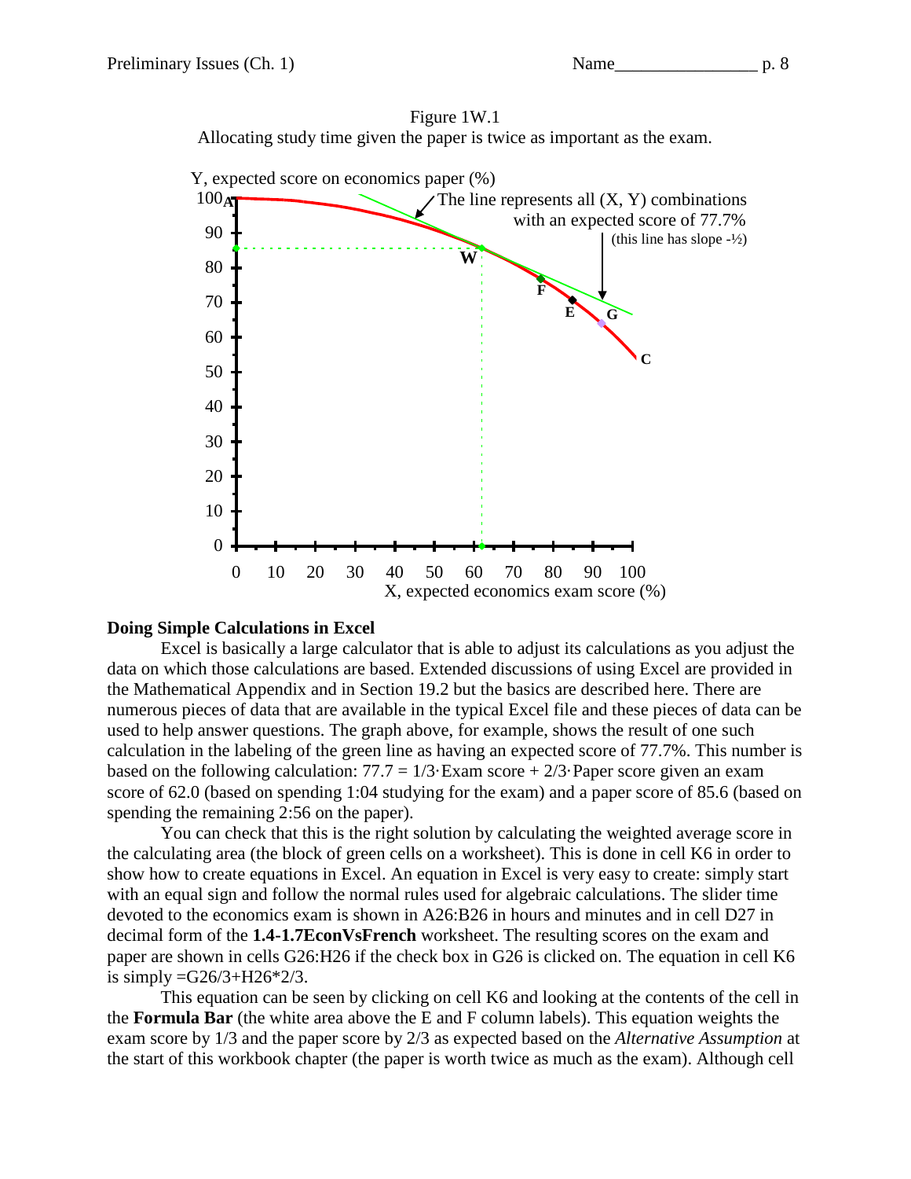Figure 1W.1
Allocating study time given the paper is twice as important as the exam.

Y, expected score on economics paper (%)

The line represents all (X, Y) combinations with an expected score of 77.7% (this line has slope -½)

X, expected economics exam score (%)

**Doing Simple Calculations in Excel**

Excel is basically a large calculator that is able to adjust its calculations as you adjust the data on which those calculations are based. Extended discussions of using Excel are provided in the Mathematical Appendix and in Section 19.2 but the basics are described here. There are numerous pieces of data that are available in the typical Excel file and these pieces of data can be used to help answer questions. The graph above, for example, shows the result of one such calculation in the labeling of the green line as having an expected score of 77.7%. This number is based on the following calculation: $77.7 = 1/3 \cdot \text{Exam score} + 2/3 \cdot \text{Paper score}$ given an exam score of 62.0 (based on spending 1:04 studying for the exam) and a paper score of 85.6 (based on spending the remaining 2:56 on the paper).

You can check that this is the right solution by calculating the weighted average score in the calculating area (the block of green cells on a worksheet). This is done in cell K6 in order to show how to create equations in Excel. An equation in Excel is very easy to create: simply start with an equal sign and follow the normal rules used for algebraic calculations. The slider time devoted to the economics exam is shown in A26:B26 in hours and minutes and in cell D27 in decimal form of the **1.4-1.7EconVsFrench** worksheet. The resulting scores on the exam and paper are shown in cells G26:H26 if the check box in G26 is clicked on. The equation in cell K6 is simply =G26/3+H26*2/3.

This equation can be seen by clicking on cell K6 and looking at the contents of the cell in the **Formula Bar** (the white area above the E and F column labels). This equation weights the exam score by 1/3 and the paper score by 2/3 as expected based on the *Alternative Assumption* at the start of this workbook chapter (the paper is worth twice as much as the exam). Although cell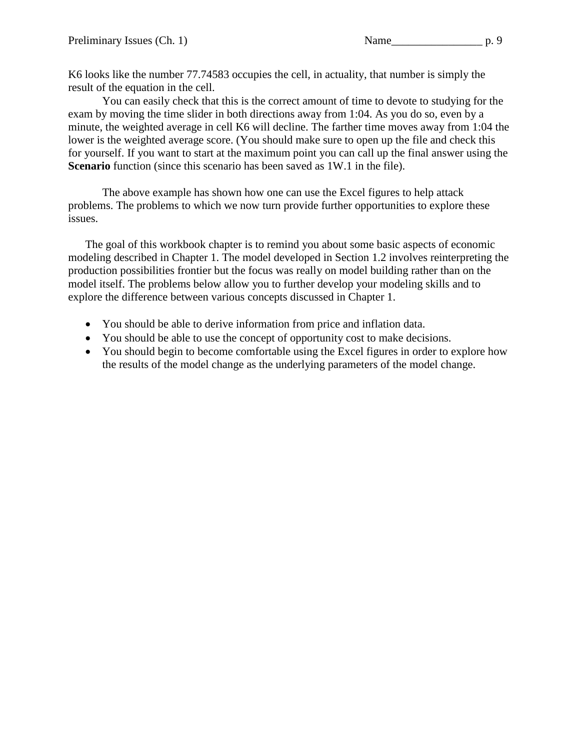K6 looks like the number 77.74583 occupies the cell, in actuality, that number is simply the result of the equation in the cell.

You can easily check that this is the correct amount of time to devote to studying for the exam by moving the time slider in both directions away from 1:04. As you do so, even by a minute, the weighted average in cell K6 will decline. The farther time moves away from 1:04 the lower is the weighted average score. (You should make sure to open up the file and check this for yourself. If you want to start at the maximum point you can call up the final answer using the **Scenario** function (since this scenario has been saved as 1W.1 in the file).

The above example has shown how one can use the Excel figures to help attack problems. The problems to which we now turn provide further opportunities to explore these issues.

The goal of this workbook chapter is to remind you about some basic aspects of economic modeling described in Chapter 1. The model developed in Section 1.2 involves reinterpreting the production possibilities frontier but the focus was really on model building rather than on the model itself. The problems below allow you to further develop your modeling skills and to explore the difference between various concepts discussed in Chapter 1.

- You should be able to derive information from price and inflation data.
- You should be able to use the concept of opportunity cost to make decisions.
- You should begin to become comfortable using the Excel figures in order to explore how the results of the model change as the underlying parameters of the model change.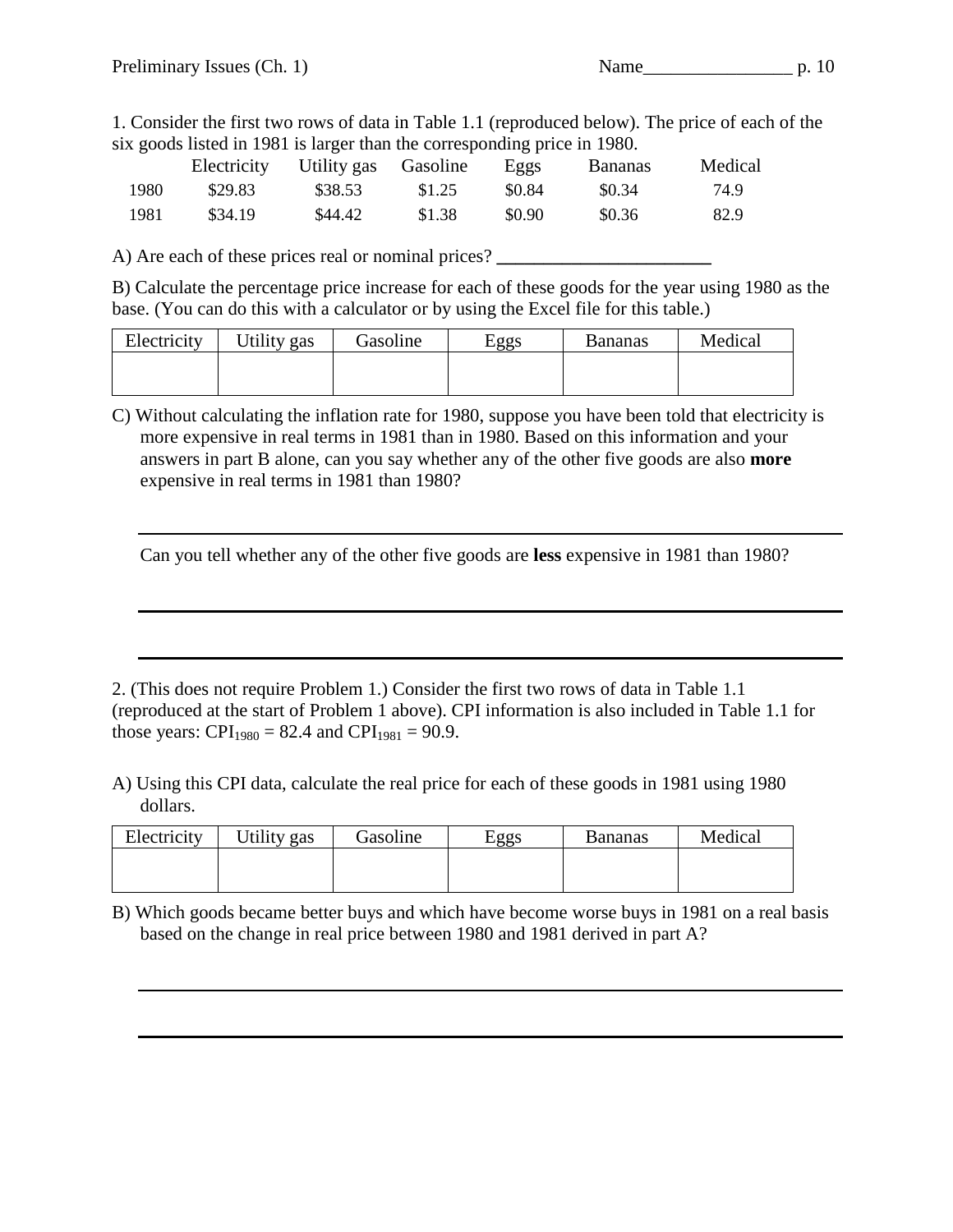1. Consider the first two rows of data in Table 1.1 (reproduced below). The price of each of the six goods listed in 1981 is larger than the corresponding price in 1980.

| | Electricity | Utility gas | Gasoline | Eggs | Bananas | Medical |
|---|---|---|---|---|---|---|
| 1980 | $29.83 | $38.53 | $1.25 | $0.84 | $0.34 | 74.9 |
| 1981 | $34.19 | $44.42 | $1.38 | $0.90 | $0.36 | 82.9 |

A) Are each of these prices real or nominal prices? ______________________

B) Calculate the percentage price increase for each of these goods for the year using 1980 as the base. (You can do this with a calculator or by using the Excel file for this table.)

| Electricity | Utility gas | Gasoline | Eggs | Bananas | Medical |
|---|---|---|---|---|---|
| | | | | | |

C) Without calculating the inflation rate for 1980, suppose you have been told that electricity is more expensive in real terms in 1981 than in 1980. Based on this information and your answers in part B alone, can you say whether any of the other five goods are also **more** expensive in real terms in 1981 than 1980?

______________________________________________________________

Can you tell whether any of the other five goods are **less** expensive in 1981 than 1980?

______________________________________________________________

______________________________________________________________

2. (This does not require Problem 1.) Consider the first two rows of data in Table 1.1 (reproduced at the start of Problem 1 above). CPI information is also included in Table 1.1 for those years: $CPI_{1980} = 82.4$ and $CPI_{1981} = 90.9$.

A) Using this CPI data, calculate the real price for each of these goods in 1981 using 1980 dollars.

| Electricity | Utility gas | Gasoline | Eggs | Bananas | Medical |
|---|---|---|---|---|---|
| | | | | | |

B) Which goods became better buys and which have become worse buys in 1981 on a real basis based on the change in real price between 1980 and 1981 derived in part A?

______________________________________________________________

______________________________________________________________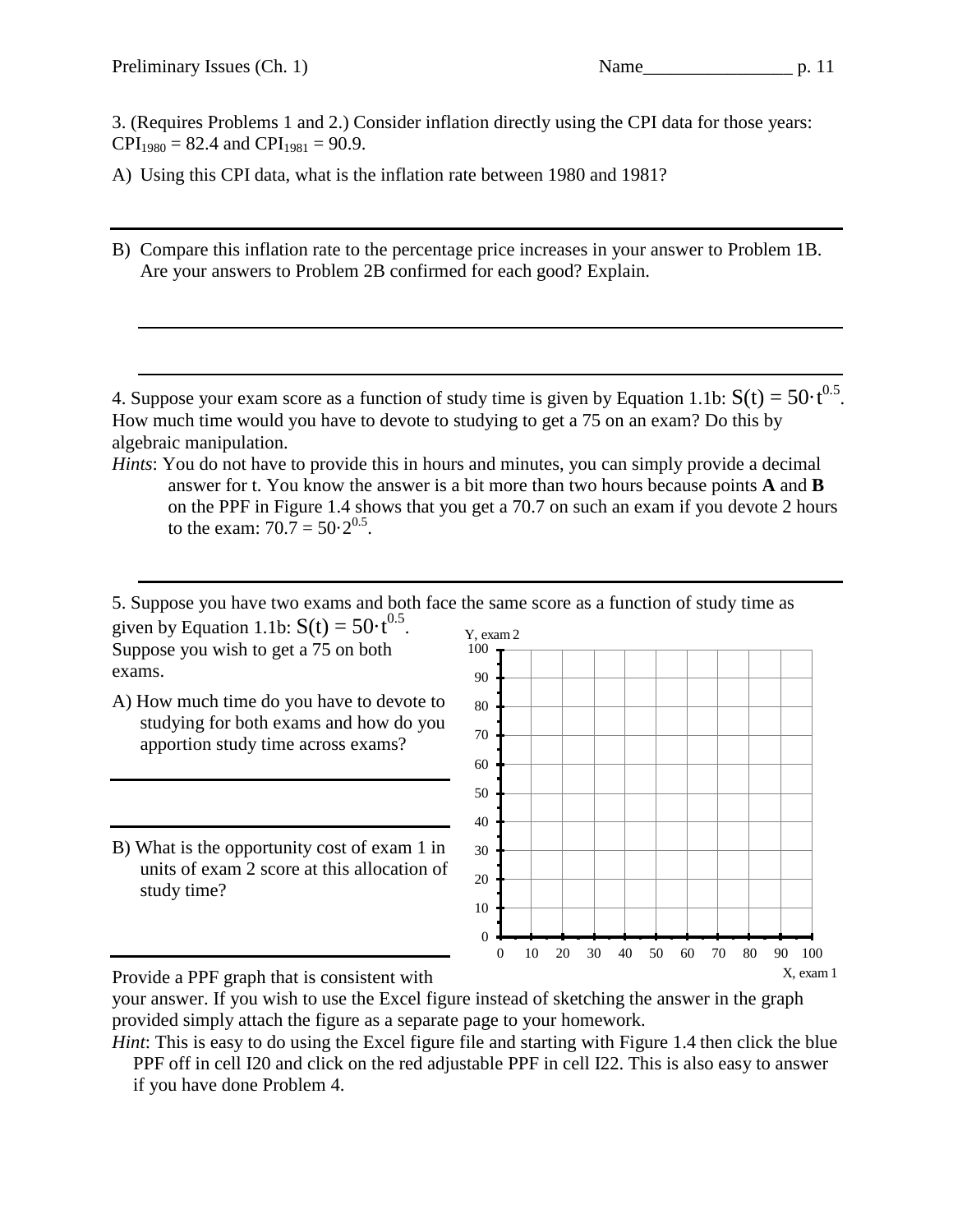3. (Requires Problems 1 and 2.) Consider inflation directly using the CPI data for those years: $CPI_{1980} = 82.4$ and $CPI_{1981} = 90.9$.

A) Using this CPI data, what is the inflation rate between 1980 and 1981?

B) Compare this inflation rate to the percentage price increases in your answer to Problem 1B. Are your answers to Problem 2B confirmed for each good? Explain.

4. Suppose your exam score as a function of study time is given by Equation 1.1b: $S(t) = 50 \cdot t^{0.5}$. How much time would you have to devote to studying to get a 75 on an exam? Do this by algebraic manipulation.

*Hints*: You do not have to provide this in hours and minutes, you can simply provide a decimal answer for t. You know the answer is a bit more than two hours because points **A** and **B** on the PPF in Figure 1.4 shows that you get a 70.7 on such an exam if you devote 2 hours to the exam: $70.7 = 50 \cdot 2^{0.5}$.

5. Suppose you have two exams and both face the same score as a function of study time as given by Equation 1.1b: $S(t) = 50 \cdot t^{0.5}$. Suppose you wish to get a 75 on both exams.

A) How much time do you have to devote to studying for both exams and how do you apportion study time across exams?

B) What is the opportunity cost of exam 1 in units of exam 2 score at this allocation of study time?

Y, exam 2 (axis 0–100); X, exam 1 (axis 0–100)

Provide a PPF graph that is consistent with your answer. If you wish to use the Excel figure instead of sketching the answer in the graph provided simply attach the figure as a separate page to your homework.

*Hint*: This is easy to do using the Excel figure file and starting with Figure 1.4 then click the blue PPF off in cell I20 and click on the red adjustable PPF in cell I22. This is also easy to answer if you have done Problem 4.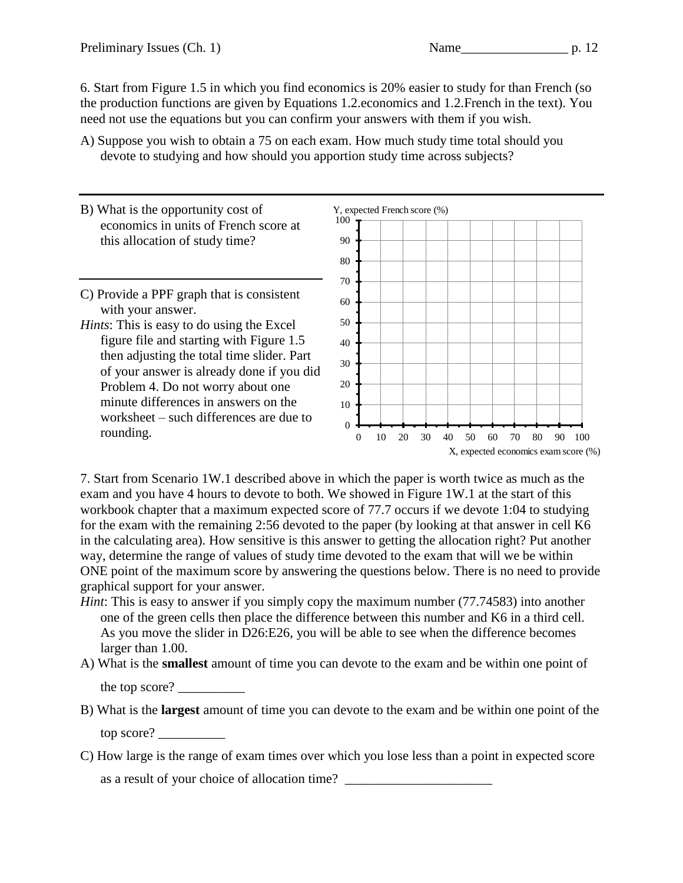6. Start from Figure 1.5 in which you find economics is 20% easier to study for than French (so the production functions are given by Equations 1.2.economics and 1.2.French in the text). You need not use the equations but you can confirm your answers with them if you wish.

A) Suppose you wish to obtain a 75 on each exam. How much study time total should you devote to studying and how should you apportion study time across subjects?

---

B) What is the opportunity cost of economics in units of French score at this allocation of study time?

---

C) Provide a PPF graph that is consistent with your answer.

*Hints*: This is easy to do using the Excel figure file and starting with Figure 1.5 then adjusting the total time slider. Part of your answer is already done if you did Problem 4. Do not worry about one minute differences in answers on the worksheet – such differences are due to rounding.

Y, expected French score (%)

X, expected economics exam score (%)

7. Start from Scenario 1W.1 described above in which the paper is worth twice as much as the exam and you have 4 hours to devote to both. We showed in Figure 1W.1 at the start of this workbook chapter that a maximum expected score of 77.7 occurs if we devote 1:04 to studying for the exam with the remaining 2:56 devoted to the paper (by looking at that answer in cell K6 in the calculating area). How sensitive is this answer to getting the allocation right? Put another way, determine the range of values of study time devoted to the exam that will we be within ONE point of the maximum score by answering the questions below. There is no need to provide graphical support for your answer.

*Hint*: This is easy to answer if you simply copy the maximum number (77.74583) into another one of the green cells then place the difference between this number and K6 in a third cell. As you move the slider in D26:E26, you will be able to see when the difference becomes larger than 1.00.

A) What is the **smallest** amount of time you can devote to the exam and be within one point of the top score? __________

B) What is the **largest** amount of time you can devote to the exam and be within one point of the top score? __________

C) How large is the range of exam times over which you lose less than a point in expected score as a result of your choice of allocation time? ______________________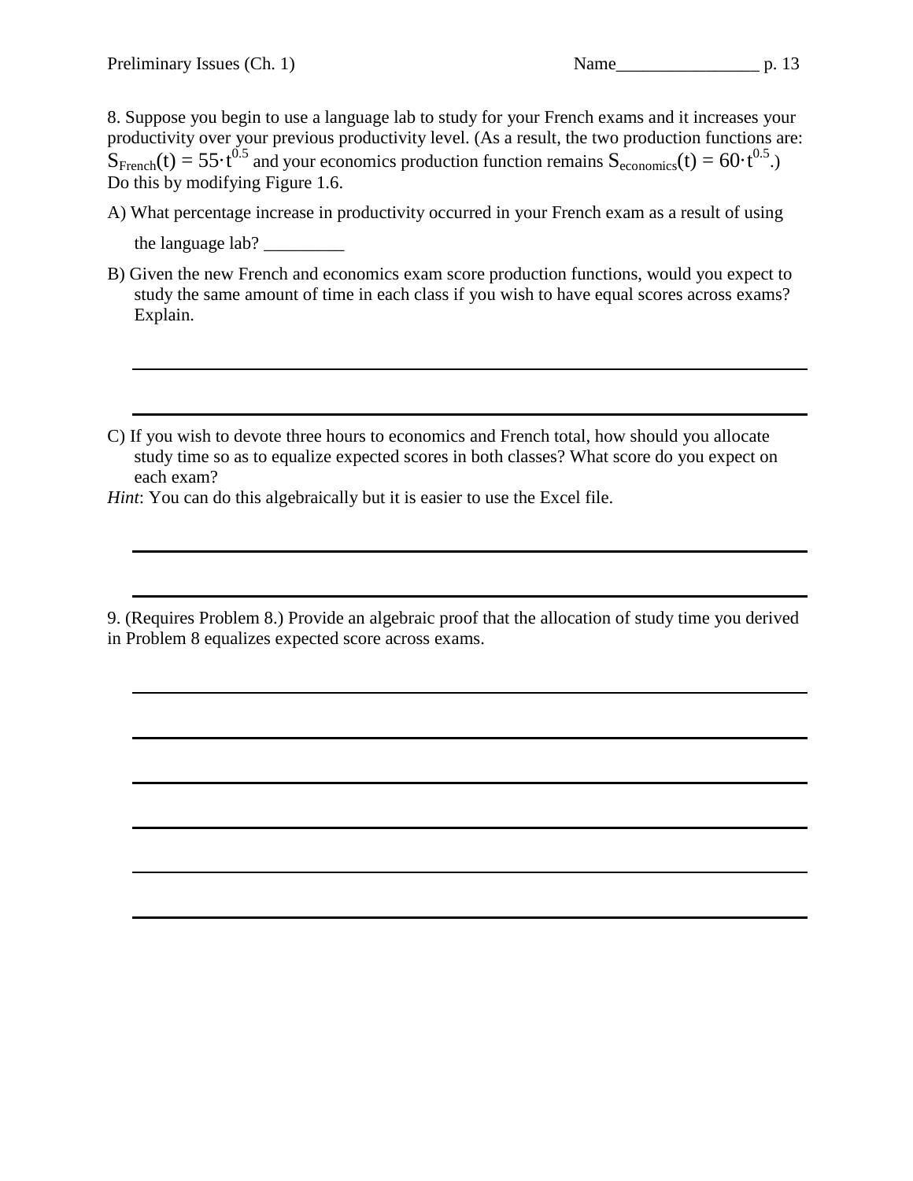8. Suppose you begin to use a language lab to study for your French exams and it increases your productivity over your previous productivity level. (As a result, the two production functions are: $S_{French}(t) = 55 \cdot t^{0.5}$ and your economics production function remains $S_{economics}(t) = 60 \cdot t^{0.5}$.) Do this by modifying Figure 1.6.

A) What percentage increase in productivity occurred in your French exam as a result of using the language lab? _________

B) Given the new French and economics exam score production functions, would you expect to study the same amount of time in each class if you wish to have equal scores across exams? Explain.

C) If you wish to devote three hours to economics and French total, how should you allocate study time so as to equalize expected scores in both classes? What score do you expect on each exam?

*Hint*: You can do this algebraically but it is easier to use the Excel file.

9. (Requires Problem 8.) Provide an algebraic proof that the allocation of study time you derived in Problem 8 equalizes expected score across exams.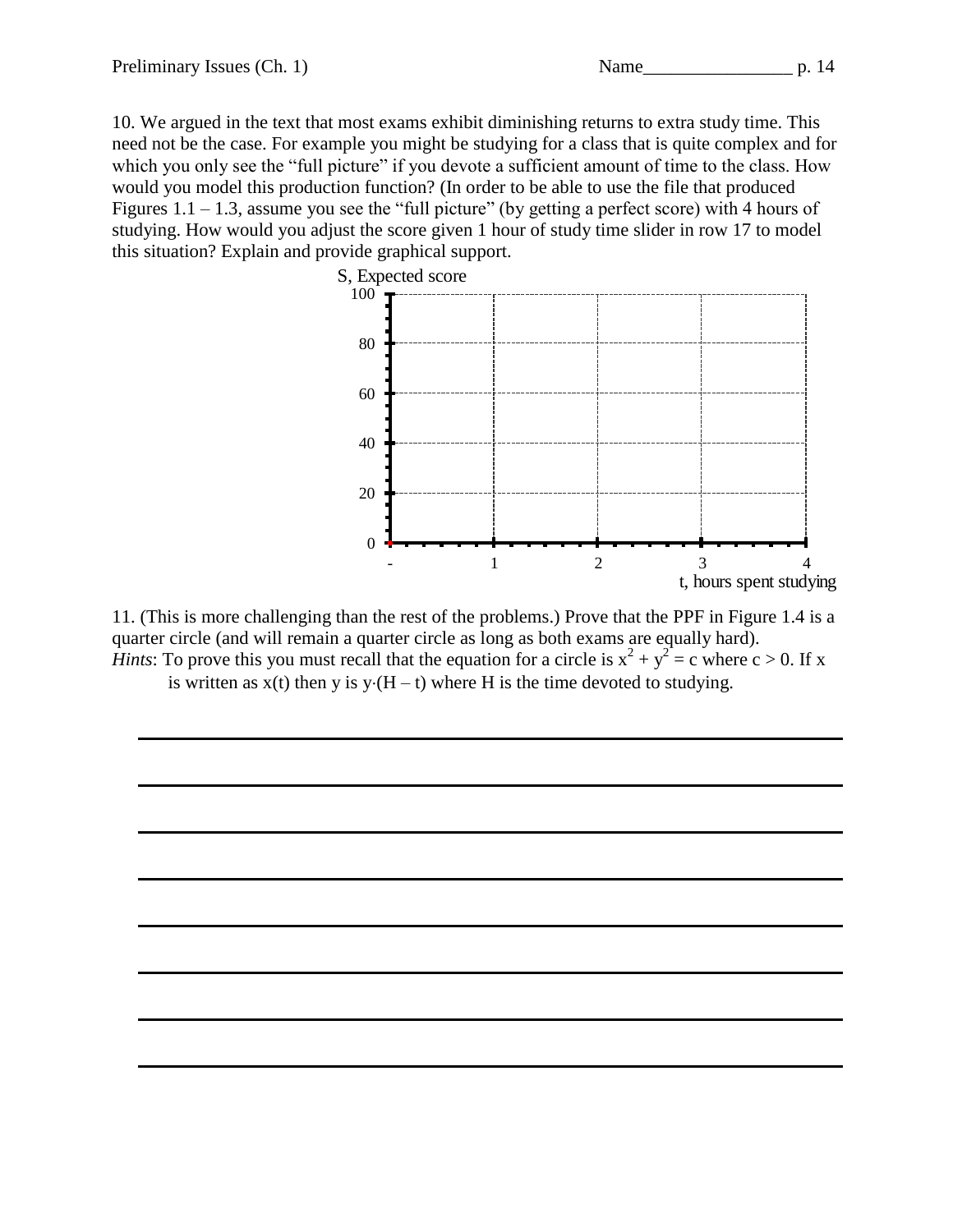10. We argued in the text that most exams exhibit diminishing returns to extra study time. This need not be the case. For example you might be studying for a class that is quite complex and for which you only see the "full picture" if you devote a sufficient amount of time to the class. How would you model this production function? (In order to be able to use the file that produced Figures 1.1 – 1.3, assume you see the "full picture" (by getting a perfect score) with 4 hours of studying. How would you adjust the score given 1 hour of study time slider in row 17 to model this situation? Explain and provide graphical support.

S, Expected score

100

80

60

40

20

0

- 1 2 3 4

t, hours spent studying

11. (This is more challenging than the rest of the problems.) Prove that the PPF in Figure 1.4 is a quarter circle (and will remain a quarter circle as long as both exams are equally hard).

*Hints*: To prove this you must recall that the equation for a circle is $x^2 + y^2 = c$ where $c > 0$. If x is written as $x(t)$ then y is $y \cdot (H - t)$ where H is the time devoted to studying.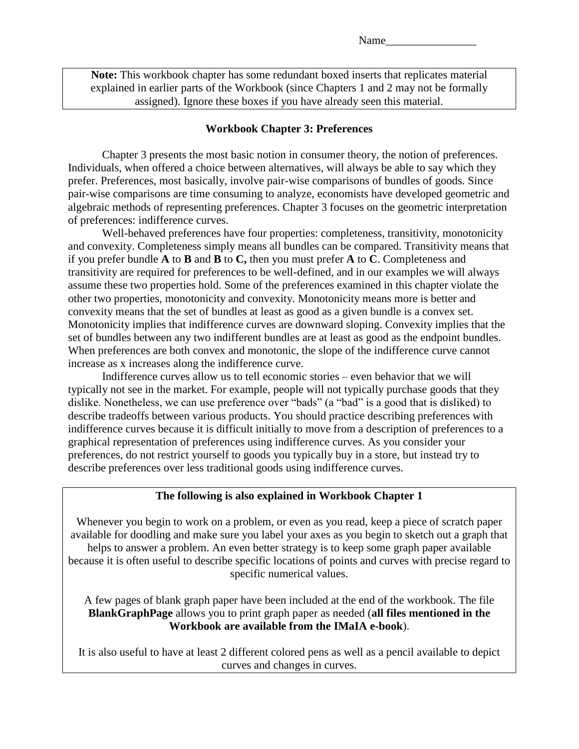Name________________

> **Note:** This workbook chapter has some redundant boxed inserts that replicates material explained in earlier parts of the Workbook (since Chapters 1 and 2 may not be formally assigned). Ignore these boxes if you have already seen this material.

## Workbook Chapter 3: Preferences

Chapter 3 presents the most basic notion in consumer theory, the notion of preferences. Individuals, when offered a choice between alternatives, will always be able to say which they prefer. Preferences, most basically, involve pair-wise comparisons of bundles of goods. Since pair-wise comparisons are time consuming to analyze, economists have developed geometric and algebraic methods of representing preferences. Chapter 3 focuses on the geometric interpretation of preferences: indifference curves.

Well-behaved preferences have four properties: completeness, transitivity, monotonicity and convexity. Completeness simply means all bundles can be compared. Transitivity means that if you prefer bundle **A** to **B** and **B** to **C,** then you must prefer **A** to **C**. Completeness and transitivity are required for preferences to be well-defined, and in our examples we will always assume these two properties hold. Some of the preferences examined in this chapter violate the other two properties, monotonicity and convexity. Monotonicity means more is better and convexity means that the set of bundles at least as good as a given bundle is a convex set. Monotonicity implies that indifference curves are downward sloping. Convexity implies that the set of bundles between any two indifferent bundles are at least as good as the endpoint bundles. When preferences are both convex and monotonic, the slope of the indifference curve cannot increase as x increases along the indifference curve.

Indifference curves allow us to tell economic stories – even behavior that we will typically not see in the market. For example, people will not typically purchase goods that they dislike. Nonetheless, we can use preference over "bads" (a "bad" is a good that is disliked) to describe tradeoffs between various products. You should practice describing preferences with indifference curves because it is difficult initially to move from a description of preferences to a graphical representation of preferences using indifference curves. As you consider your preferences, do not restrict yourself to goods you typically buy in a store, but instead try to describe preferences over less traditional goods using indifference curves.

> **The following is also explained in Workbook Chapter 1**
>
> Whenever you begin to work on a problem, or even as you read, keep a piece of scratch paper available for doodling and make sure you label your axes as you begin to sketch out a graph that helps to answer a problem. An even better strategy is to keep some graph paper available because it is often useful to describe specific locations of points and curves with precise regard to specific numerical values.
>
> A few pages of blank graph paper have been included at the end of the workbook. The file **BlankGraphPage** allows you to print graph paper as needed (**all files mentioned in the Workbook are available from the IMaIA e-book**).
>
> It is also useful to have at least 2 different colored pens as well as a pencil available to depict curves and changes in curves.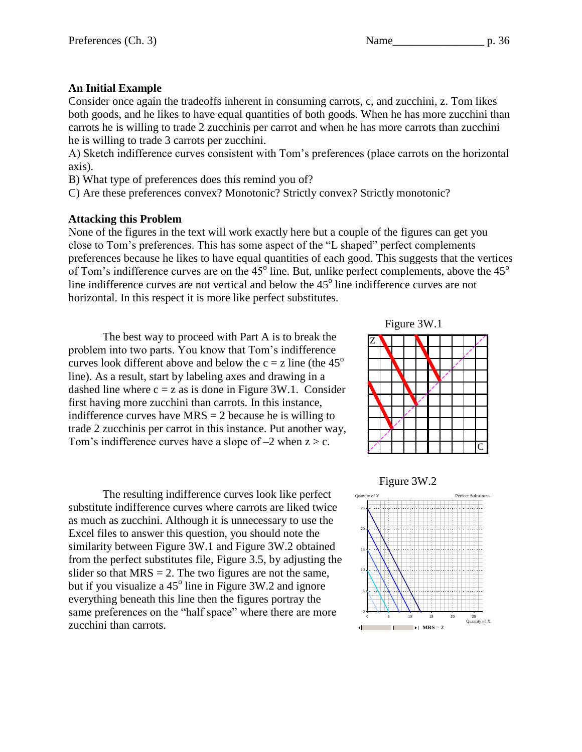### An Initial Example

Consider once again the tradeoffs inherent in consuming carrots, c, and zucchini, z. Tom likes both goods, and he likes to have equal quantities of both goods. When he has more zucchini than carrots he is willing to trade 2 zucchinis per carrot and when he has more carrots than zucchini he is willing to trade 3 carrots per zucchini.

A) Sketch indifference curves consistent with Tom's preferences (place carrots on the horizontal axis).

B) What type of preferences does this remind you of?

C) Are these preferences convex? Monotonic? Strictly convex? Strictly monotonic?

### Attacking this Problem

None of the figures in the text will work exactly here but a couple of the figures can get you close to Tom's preferences. This has some aspect of the "L shaped" perfect complements preferences because he likes to have equal quantities of each good. This suggests that the vertices of Tom's indifference curves are on the $45^o$ line. But, unlike perfect complements, above the $45^o$ line indifference curves are not vertical and below the $45^o$ line indifference curves are not horizontal. In this respect it is more like perfect substitutes.

The best way to proceed with Part A is to break the problem into two parts. You know that Tom's indifference curves look different above and below the c = z line (the $45^o$ line). As a result, start by labeling axes and drawing in a dashed line where c = z as is done in Figure 3W.1. Consider first having more zucchini than carrots. In this instance, indifference curves have MRS = 2 because he is willing to trade 2 zucchinis per carrot in this instance. Put another way, Tom's indifference curves have a slope of –2 when z > c.

Figure 3W.1

The resulting indifference curves look like perfect substitute indifference curves where carrots are liked twice as much as zucchini. Although it is unnecessary to use the Excel files to answer this question, you should note the similarity between Figure 3W.1 and Figure 3W.2 obtained from the perfect substitutes file, Figure 3.5, by adjusting the slider so that MRS = 2. The two figures are not the same, but if you visualize a $45^o$ line in Figure 3W.2 and ignore everything beneath this line then the figures portray the same preferences on the "half space" where there are more zucchini than carrots.

Figure 3W.2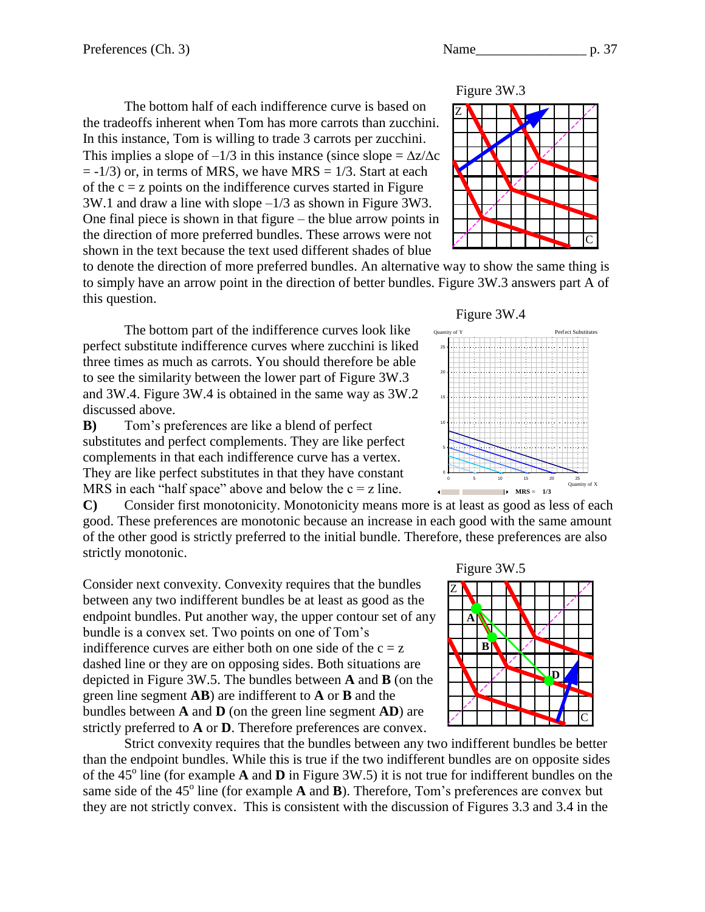The bottom half of each indifference curve is based on the tradeoffs inherent when Tom has more carrots than zucchini. In this instance, Tom is willing to trade 3 carrots per zucchini. This implies a slope of $-1/3$ in this instance (since slope $= \Delta z/\Delta c = -1/3$) or, in terms of MRS, we have MRS = 1/3. Start at each of the c = z points on the indifference curves started in Figure 3W.1 and draw a line with slope $-1/3$ as shown in Figure 3W3. One final piece is shown in that figure – the blue arrow points in the direction of more preferred bundles. These arrows were not shown in the text because the text used different shades of blue to denote the direction of more preferred bundles. An alternative way to show the same thing is to simply have an arrow point in the direction of better bundles. Figure 3W.3 answers part A of this question.

Figure 3W.3

The bottom part of the indifference curves look like perfect substitute indifference curves where zucchini is liked three times as much as carrots. You should therefore be able to see the similarity between the lower part of Figure 3W.3 and 3W.4. Figure 3W.4 is obtained in the same way as 3W.2 discussed above.

Figure 3W.4

**B)** Tom's preferences are like a blend of perfect substitutes and perfect complements. They are like perfect complements in that each indifference curve has a vertex. They are like perfect substitutes in that they have constant MRS in each "half space" above and below the c = z line.

**C)** Consider first monotonicity. Monotonicity means more is at least as good as less of each good. These preferences are monotonic because an increase in each good with the same amount of the other good is strictly preferred to the initial bundle. Therefore, these preferences are also strictly monotonic.

Consider next convexity. Convexity requires that the bundles between any two indifferent bundles be at least as good as the endpoint bundles. Put another way, the upper contour set of any bundle is a convex set. Two points on one of Tom's indifference curves are either both on one side of the c = z dashed line or they are on opposing sides. Both situations are depicted in Figure 3W.5. The bundles between **A** and **B** (on the green line segment **AB**) are indifferent to **A** or **B** and the bundles between **A** and **D** (on the green line segment **AD**) are strictly preferred to **A** or **D**. Therefore preferences are convex.

Figure 3W.5

Strict convexity requires that the bundles between any two indifferent bundles be better than the endpoint bundles. While this is true if the two indifferent bundles are on opposite sides of the 45$^{o}$ line (for example **A** and **D** in Figure 3W.5) it is not true for indifferent bundles on the same side of the 45$^{o}$ line (for example **A** and **B**). Therefore, Tom's preferences are convex but they are not strictly convex. This is consistent with the discussion of Figures 3.3 and 3.4 in the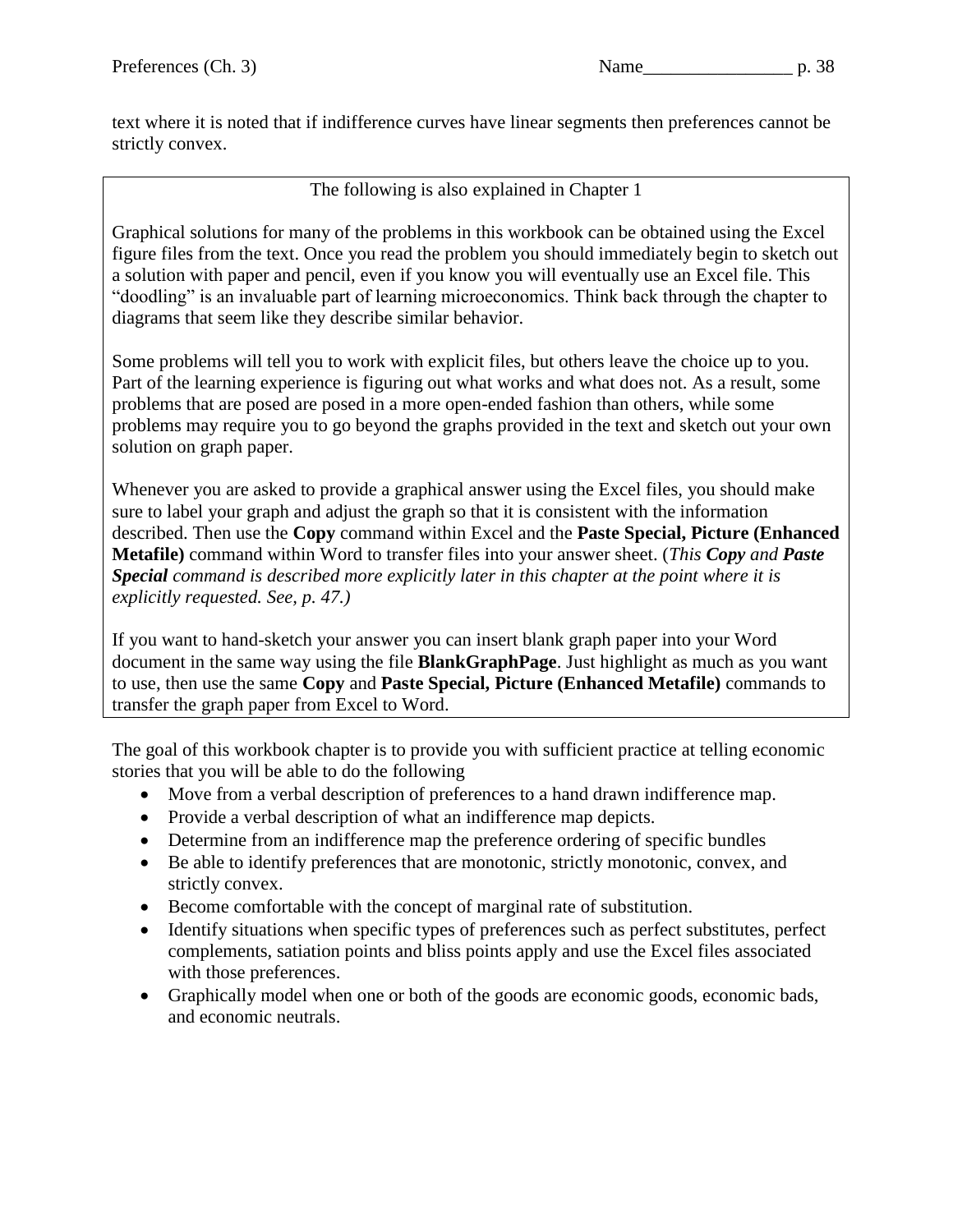text where it is noted that if indifference curves have linear segments then preferences cannot be strictly convex.

> The following is also explained in Chapter 1
>
> Graphical solutions for many of the problems in this workbook can be obtained using the Excel figure files from the text. Once you read the problem you should immediately begin to sketch out a solution with paper and pencil, even if you know you will eventually use an Excel file. This "doodling" is an invaluable part of learning microeconomics. Think back through the chapter to diagrams that seem like they describe similar behavior.
>
> Some problems will tell you to work with explicit files, but others leave the choice up to you. Part of the learning experience is figuring out what works and what does not. As a result, some problems that are posed are posed in a more open-ended fashion than others, while some problems may require you to go beyond the graphs provided in the text and sketch out your own solution on graph paper.
>
> Whenever you are asked to provide a graphical answer using the Excel files, you should make sure to label your graph and adjust the graph so that it is consistent with the information described. Then use the **Copy** command within Excel and the **Paste Special, Picture (Enhanced Metafile)** command within Word to transfer files into your answer sheet. (*This **Copy** and **Paste Special** command is described more explicitly later in this chapter at the point where it is explicitly requested. See, p. 47.)*
>
> If you want to hand-sketch your answer you can insert blank graph paper into your Word document in the same way using the file **BlankGraphPage**. Just highlight as much as you want to use, then use the same **Copy** and **Paste Special, Picture (Enhanced Metafile)** commands to transfer the graph paper from Excel to Word.

The goal of this workbook chapter is to provide you with sufficient practice at telling economic stories that you will be able to do the following

- Move from a verbal description of preferences to a hand drawn indifference map.
- Provide a verbal description of what an indifference map depicts.
- Determine from an indifference map the preference ordering of specific bundles
- Be able to identify preferences that are monotonic, strictly monotonic, convex, and strictly convex.
- Become comfortable with the concept of marginal rate of substitution.
- Identify situations when specific types of preferences such as perfect substitutes, perfect complements, satiation points and bliss points apply and use the Excel files associated with those preferences.
- Graphically model when one or both of the goods are economic goods, economic bads, and economic neutrals.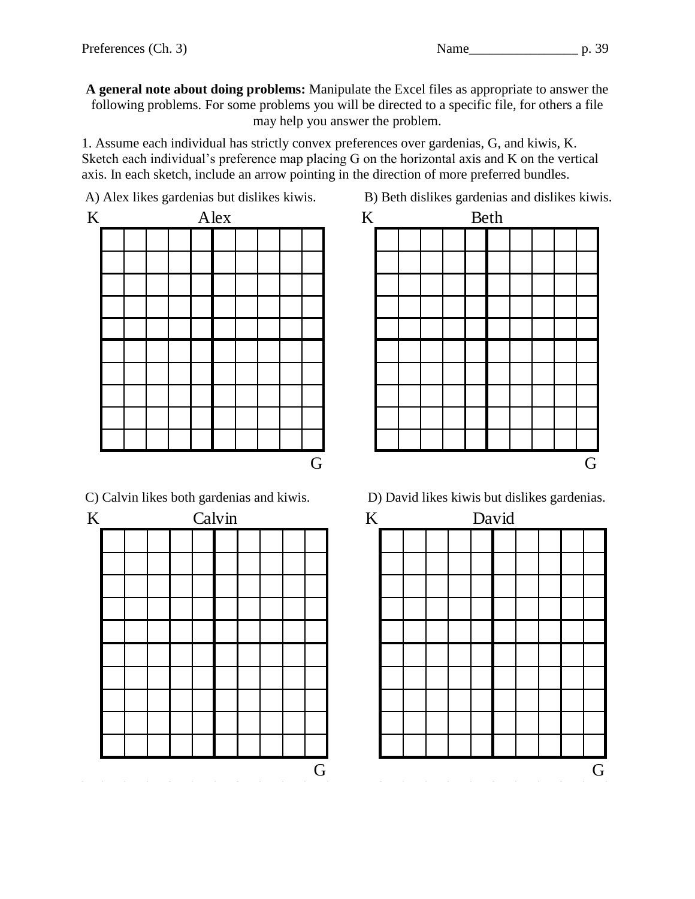**A general note about doing problems:** Manipulate the Excel files as appropriate to answer the following problems. For some problems you will be directed to a specific file, for others a file may help you answer the problem.

1. Assume each individual has strictly convex preferences over gardenias, G, and kiwis, K. Sketch each individual's preference map placing G on the horizontal axis and K on the vertical axis. In each sketch, include an arrow pointing in the direction of more preferred bundles.

A) Alex likes gardenias but dislikes kiwis.

K — Alex — G

B) Beth dislikes gardenias and dislikes kiwis.

K — Beth — G

C) Calvin likes both gardenias and kiwis.

K — Calvin — G

D) David likes kiwis but dislikes gardenias.

K — David — G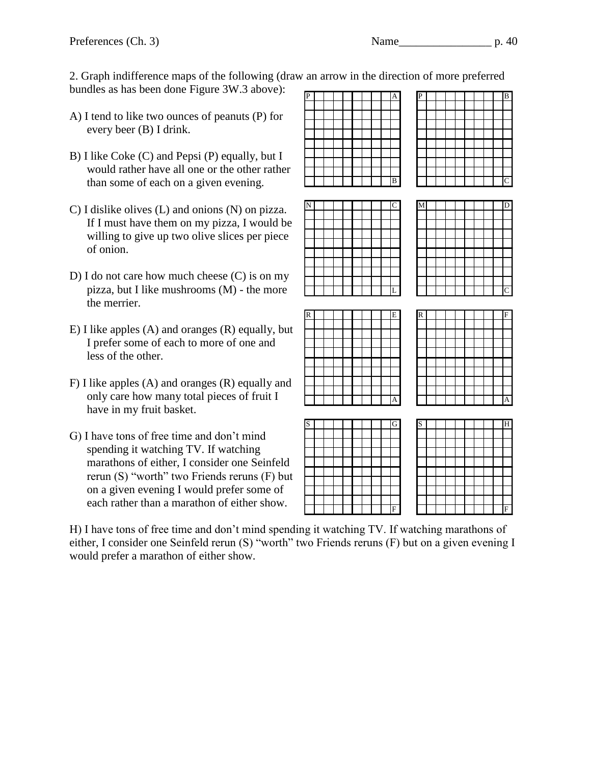2. Graph indifference maps of the following (draw an arrow in the direction of more preferred bundles as has been done Figure 3W.3 above):

A) I tend to like two ounces of peanuts (P) for every beer (B) I drink.

B) I like Coke (C) and Pepsi (P) equally, but I would rather have all one or the other rather than some of each on a given evening.

C) I dislike olives (L) and onions (N) on pizza. If I must have them on my pizza, I would be willing to give up two olive slices per piece of onion.

D) I do not care how much cheese (C) is on my pizza, but I like mushrooms (M) - the more the merrier.

E) I like apples (A) and oranges (R) equally, but I prefer some of each to more of one and less of the other.

F) I like apples (A) and oranges (R) equally and only care how many total pieces of fruit I have in my fruit basket.

G) I have tons of free time and don't mind spending it watching TV. If watching marathons of either, I consider one Seinfeld rerun (S) "worth" two Friends reruns (F) but on a given evening I would prefer some of each rather than a marathon of either show.

H) I have tons of free time and don't mind spending it watching TV. If watching marathons of either, I consider one Seinfeld rerun (S) "worth" two Friends reruns (F) but on a given evening I would prefer a marathon of either show.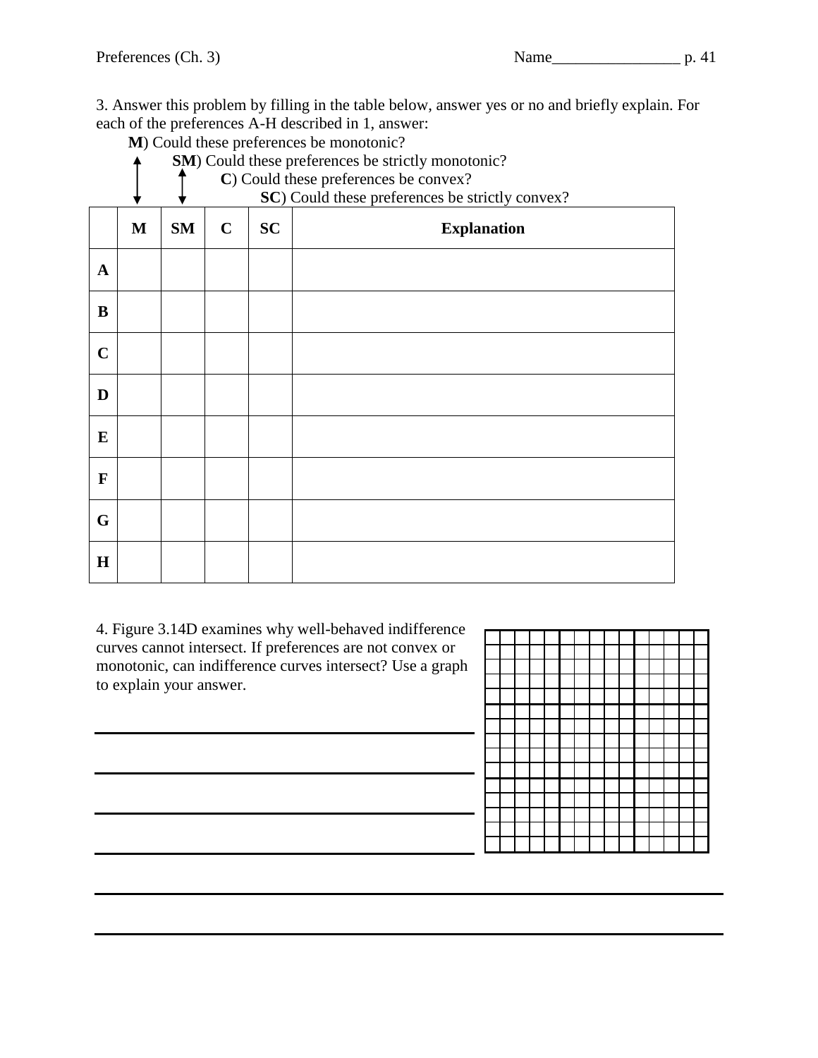3. Answer this problem by filling in the table below, answer yes or no and briefly explain. For each of the preferences A-H described in 1, answer:

**M**) Could these preferences be monotonic?

**SM**) Could these preferences be strictly monotonic?

**C**) Could these preferences be convex?

**SC**) Could these preferences be strictly convex?

| | M | SM | C | SC | Explanation |
|---|---|---|---|---|---|
| **A** | | | | | |
| **B** | | | | | |
| **C** | | | | | |
| **D** | | | | | |
| **E** | | | | | |
| **F** | | | | | |
| **G** | | | | | |
| **H** | | | | | |

4. Figure 3.14D examines why well-behaved indifference curves cannot intersect. If preferences are not convex or monotonic, can indifference curves intersect? Use a graph to explain your answer.

______________________________________________

______________________________________________

______________________________________________

______________________________________________

______________________________________________

______________________________________________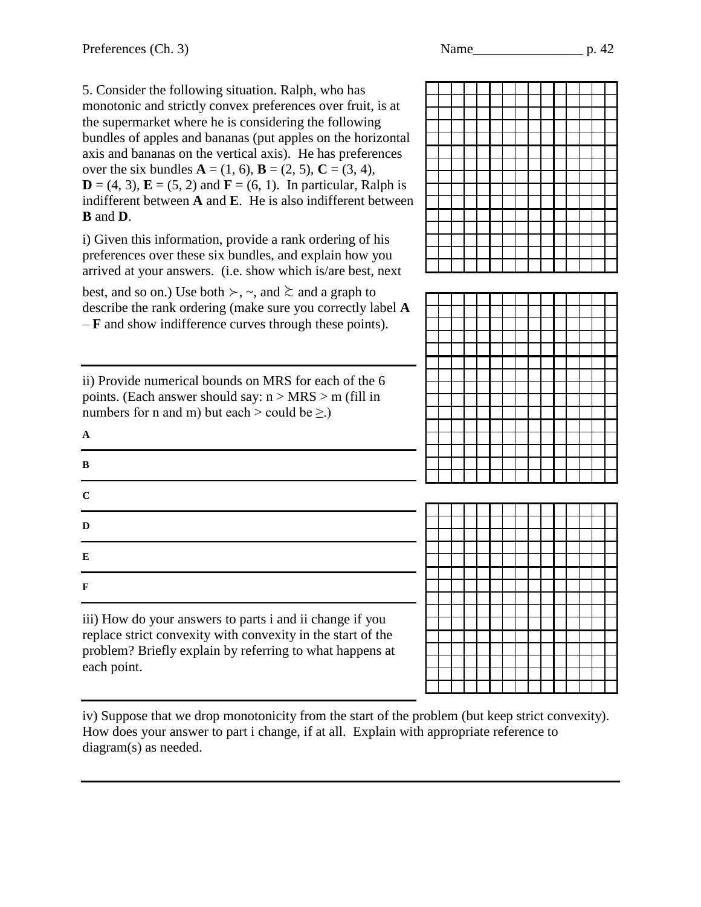5. Consider the following situation. Ralph, who has monotonic and strictly convex preferences over fruit, is at the supermarket where he is considering the following bundles of apples and bananas (put apples on the horizontal axis and bananas on the vertical axis). He has preferences over the six bundles **A** = (1, 6), **B** = (2, 5), **C** = (3, 4), **D** = (4, 3), **E** = (5, 2) and **F** = (6, 1). In particular, Ralph is indifferent between **A** and **E**. He is also indifferent between **B** and **D**.

i) Given this information, provide a rank ordering of his preferences over these six bundles, and explain how you arrived at your answers. (i.e. show which is/are best, next best, and so on.) Use both $\succ$, $\sim$, and $\succsim$ and a graph to describe the rank ordering (make sure you correctly label **A** – **F** and show indifference curves through these points).

---

ii) Provide numerical bounds on MRS for each of the 6 points. (Each answer should say: n > MRS > m (fill in numbers for n and m) but each > could be ≥.)

**A**

---

**B**

---

**C**

---

**D**

---

**E**

---

**F**

---

iii) How do your answers to parts i and ii change if you replace strict convexity with convexity in the start of the problem? Briefly explain by referring to what happens at each point.

---

iv) Suppose that we drop monotonicity from the start of the problem (but keep strict convexity). How does your answer to part i change, if at all. Explain with appropriate reference to diagram(s) as needed.

---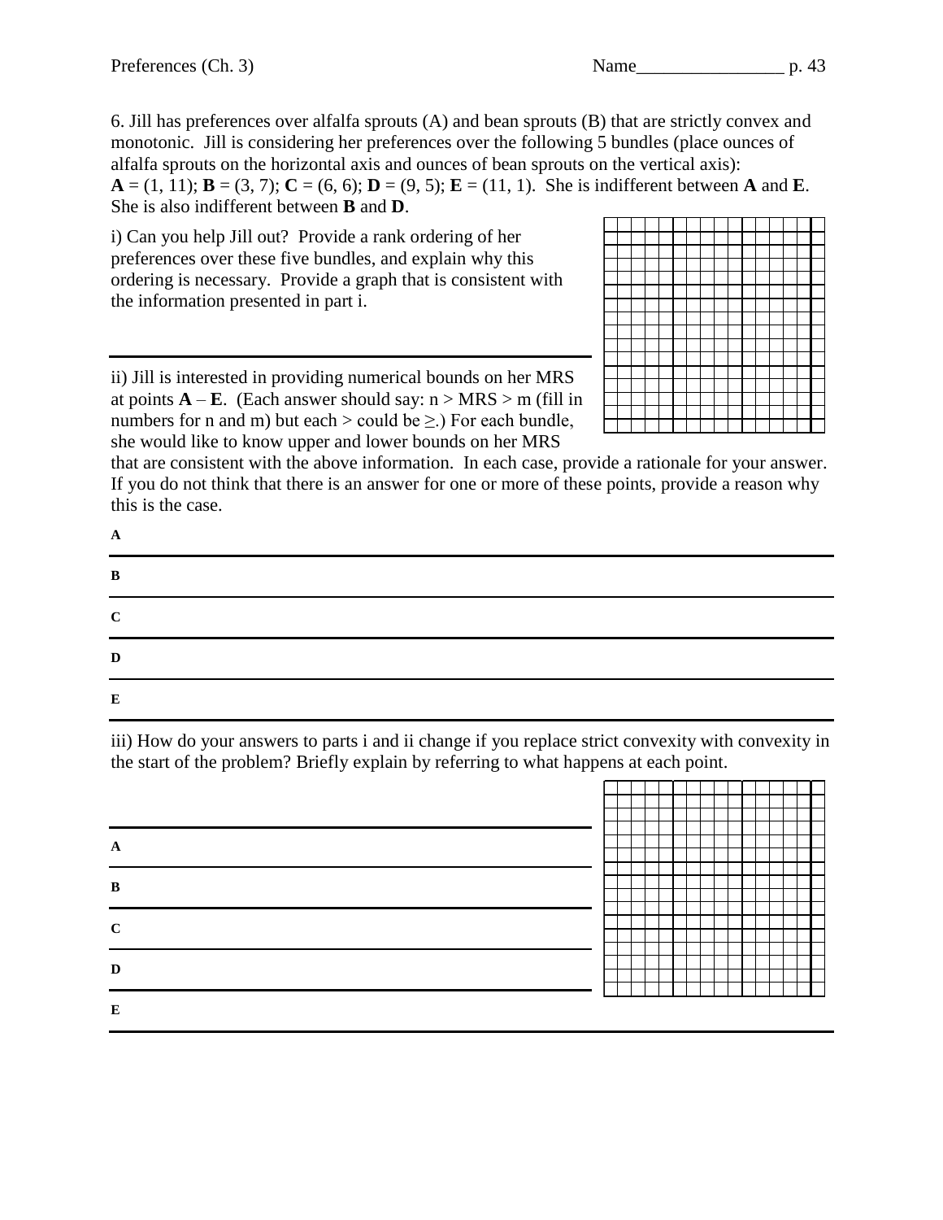6. Jill has preferences over alfalfa sprouts (A) and bean sprouts (B) that are strictly convex and monotonic. Jill is considering her preferences over the following 5 bundles (place ounces of alfalfa sprouts on the horizontal axis and ounces of bean sprouts on the vertical axis):
**A** = (1, 11); **B** = (3, 7); **C** = (6, 6); **D** = (9, 5); **E** = (11, 1). She is indifferent between **A** and **E**. She is also indifferent between **B** and **D**.

i) Can you help Jill out? Provide a rank ordering of her preferences over these five bundles, and explain why this ordering is necessary. Provide a graph that is consistent with the information presented in part i.

---

ii) Jill is interested in providing numerical bounds on her MRS at points **A** – **E**. (Each answer should say: n > MRS > m (fill in numbers for n and m) but each > could be ≥.) For each bundle, she would like to know upper and lower bounds on her MRS that are consistent with the above information. In each case, provide a rationale for your answer. If you do not think that there is an answer for one or more of these points, provide a reason why this is the case.

**A**

---

**B**

---

**C**

---

**D**

---

**E**

---

iii) How do your answers to parts i and ii change if you replace strict convexity with convexity in the start of the problem? Briefly explain by referring to what happens at each point.

---

**A**

---

**B**

---

**C**

---

**D**

---

**E**

---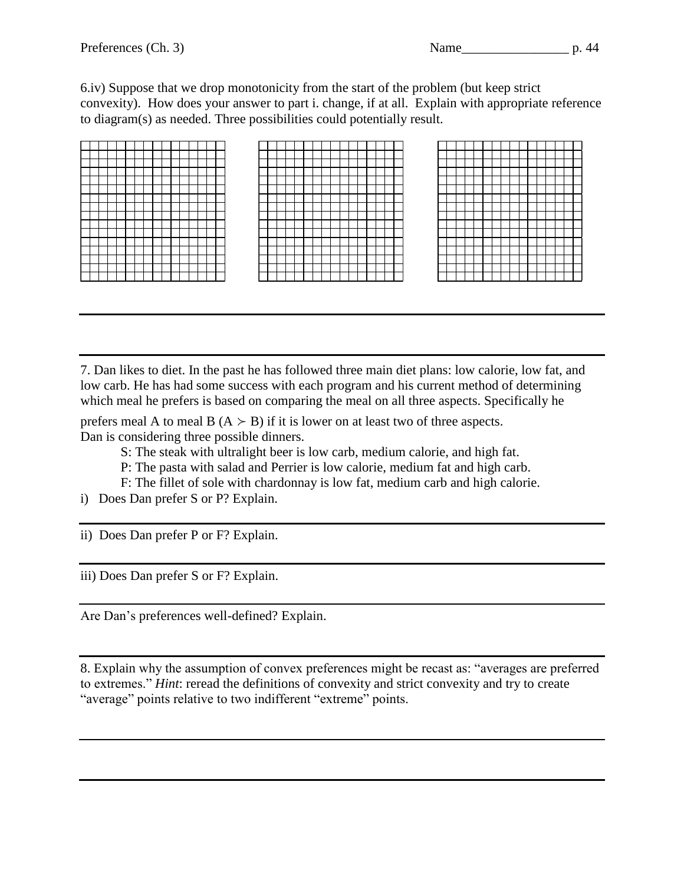6.iv) Suppose that we drop monotonicity from the start of the problem (but keep strict convexity). How does your answer to part i. change, if at all. Explain with appropriate reference to diagram(s) as needed. Three possibilities could potentially result.

---

---

7. Dan likes to diet. In the past he has followed three main diet plans: low calorie, low fat, and low carb. He has had some success with each program and his current method of determining which meal he prefers is based on comparing the meal on all three aspects. Specifically he prefers meal A to meal B ($A \succ B$) if it is lower on at least two of three aspects.
Dan is considering three possible dinners.

S: The steak with ultralight beer is low carb, medium calorie, and high fat.

P: The pasta with salad and Perrier is low calorie, medium fat and high carb.

F: The fillet of sole with chardonnay is low fat, medium carb and high calorie.

i) Does Dan prefer S or P? Explain.

---

ii) Does Dan prefer P or F? Explain.

---

iii) Does Dan prefer S or F? Explain.

---

Are Dan's preferences well-defined? Explain.

---

8. Explain why the assumption of convex preferences might be recast as: "averages are preferred to extremes." *Hint*: reread the definitions of convexity and strict convexity and try to create "average" points relative to two indifferent "extreme" points.

---

---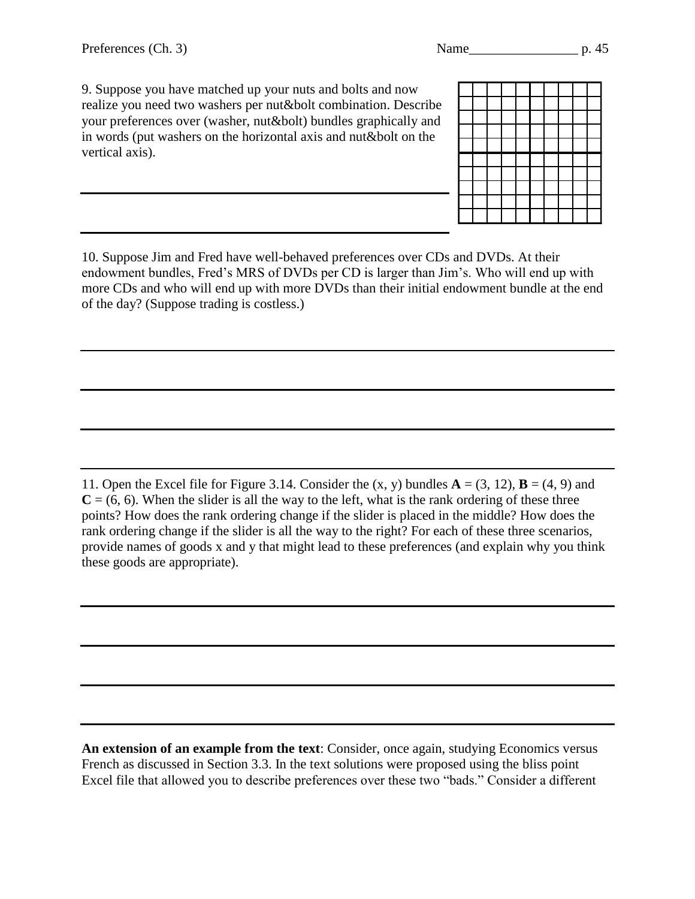9. Suppose you have matched up your nuts and bolts and now realize you need two washers per nut&bolt combination. Describe your preferences over (washer, nut&bolt) bundles graphically and in words (put washers on the horizontal axis and nut&bolt on the vertical axis).

10. Suppose Jim and Fred have well-behaved preferences over CDs and DVDs. At their endowment bundles, Fred's MRS of DVDs per CD is larger than Jim's. Who will end up with more CDs and who will end up with more DVDs than their initial endowment bundle at the end of the day? (Suppose trading is costless.)

11. Open the Excel file for Figure 3.14. Consider the (x, y) bundles **A** = (3, 12), **B** = (4, 9) and **C** = (6, 6). When the slider is all the way to the left, what is the rank ordering of these three points? How does the rank ordering change if the slider is placed in the middle? How does the rank ordering change if the slider is all the way to the right? For each of these three scenarios, provide names of goods x and y that might lead to these preferences (and explain why you think these goods are appropriate).

**An extension of an example from the text**: Consider, once again, studying Economics versus French as discussed in Section 3.3. In the text solutions were proposed using the bliss point Excel file that allowed you to describe preferences over these two "bads." Consider a different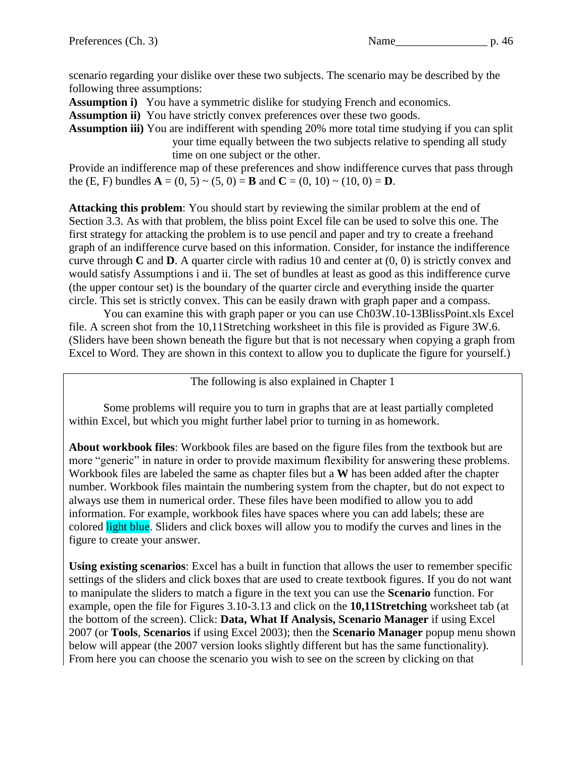scenario regarding your dislike over these two subjects. The scenario may be described by the following three assumptions:

**Assumption i)** You have a symmetric dislike for studying French and economics.

**Assumption ii)** You have strictly convex preferences over these two goods.

**Assumption iii)** You are indifferent with spending 20% more total time studying if you can split your time equally between the two subjects relative to spending all study time on one subject or the other.

Provide an indifference map of these preferences and show indifference curves that pass through the (E, F) bundles **A** = (0, 5) ~ (5, 0) = **B** and **C** = (0, 10) ~ (10, 0) = **D**.

**Attacking this problem**: You should start by reviewing the similar problem at the end of Section 3.3. As with that problem, the bliss point Excel file can be used to solve this one. The first strategy for attacking the problem is to use pencil and paper and try to create a freehand graph of an indifference curve based on this information. Consider, for instance the indifference curve through **C** and **D**. A quarter circle with radius 10 and center at (0, 0) is strictly convex and would satisfy Assumptions i and ii. The set of bundles at least as good as this indifference curve (the upper contour set) is the boundary of the quarter circle and everything inside the quarter circle. This set is strictly convex. This can be easily drawn with graph paper and a compass.

You can examine this with graph paper or you can use Ch03W.10-13BlissPoint.xls Excel file. A screen shot from the 10,11Stretching worksheet in this file is provided as Figure 3W.6. (Sliders have been shown beneath the figure but that is not necessary when copying a graph from Excel to Word. They are shown in this context to allow you to duplicate the figure for yourself.)

The following is also explained in Chapter 1

Some problems will require you to turn in graphs that are at least partially completed within Excel, but which you might further label prior to turning in as homework.

**About workbook files**: Workbook files are based on the figure files from the textbook but are more "generic" in nature in order to provide maximum flexibility for answering these problems. Workbook files are labeled the same as chapter files but a **W** has been added after the chapter number. Workbook files maintain the numbering system from the chapter, but do not expect to always use them in numerical order. These files have been modified to allow you to add information. For example, workbook files have spaces where you can add labels; these are colored light blue. Sliders and click boxes will allow you to modify the curves and lines in the figure to create your answer.

**Using existing scenarios**: Excel has a built in function that allows the user to remember specific settings of the sliders and click boxes that are used to create textbook figures. If you do not want to manipulate the sliders to match a figure in the text you can use the **Scenario** function. For example, open the file for Figures 3.10-3.13 and click on the **10,11Stretching** worksheet tab (at the bottom of the screen). Click: **Data, What If Analysis, Scenario Manager** if using Excel 2007 (or **Tools**, **Scenarios** if using Excel 2003); then the **Scenario Manager** popup menu shown below will appear (the 2007 version looks slightly different but has the same functionality). From here you can choose the scenario you wish to see on the screen by clicking on that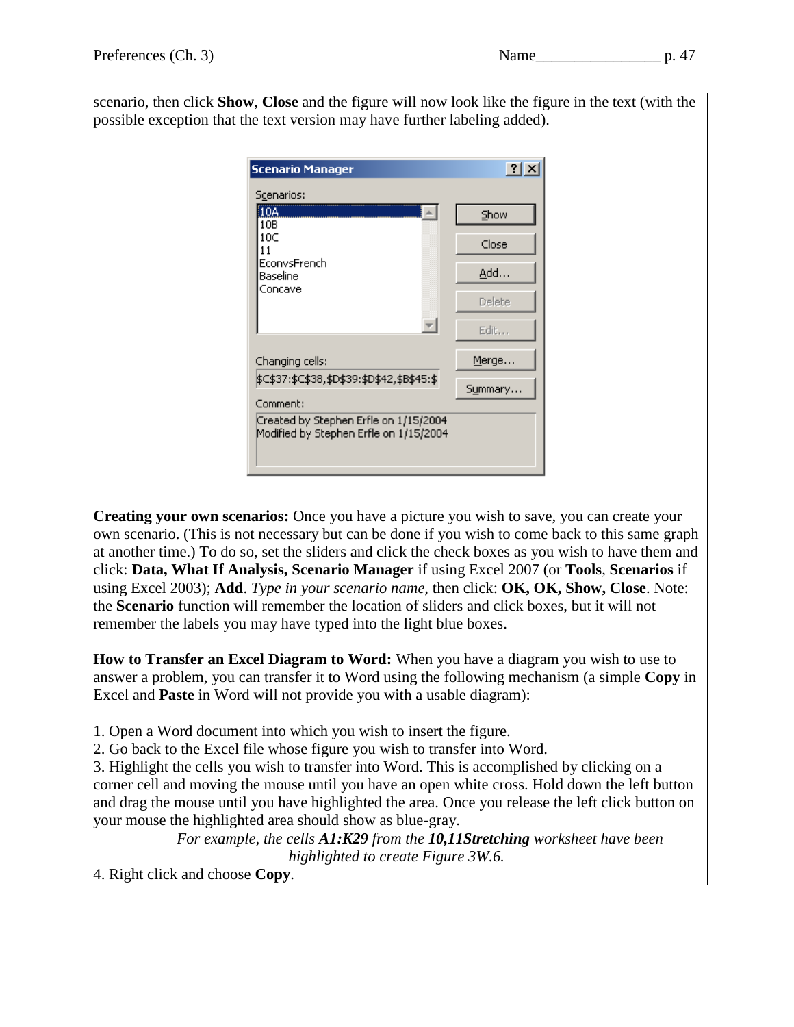scenario, then click **Show**, **Close** and the figure will now look like the figure in the text (with the possible exception that the text version may have further labeling added).

**Creating your own scenarios:** Once you have a picture you wish to save, you can create your own scenario. (This is not necessary but can be done if you wish to come back to this same graph at another time.) To do so, set the sliders and click the check boxes as you wish to have them and click: **Data, What If Analysis, Scenario Manager** if using Excel 2007 (or **Tools**, **Scenarios** if using Excel 2003); **Add**. *Type in your scenario name*, then click: **OK, OK, Show, Close**. Note: the **Scenario** function will remember the location of sliders and click boxes, but it will not remember the labels you may have typed into the light blue boxes.

**How to Transfer an Excel Diagram to Word:** When you have a diagram you wish to use to answer a problem, you can transfer it to Word using the following mechanism (a simple **Copy** in Excel and **Paste** in Word will not provide you with a usable diagram):

1. Open a Word document into which you wish to insert the figure.
2. Go back to the Excel file whose figure you wish to transfer into Word.
3. Highlight the cells you wish to transfer into Word. This is accomplished by clicking on a corner cell and moving the mouse until you have an open white cross. Hold down the left button and drag the mouse until you have highlighted the area. Once you release the left click button on your mouse the highlighted area should show as blue-gray.

*For example, the cells **A1:K29** from the **10,11Stretching** worksheet have been highlighted to create Figure 3W.6.*

4. Right click and choose **Copy**.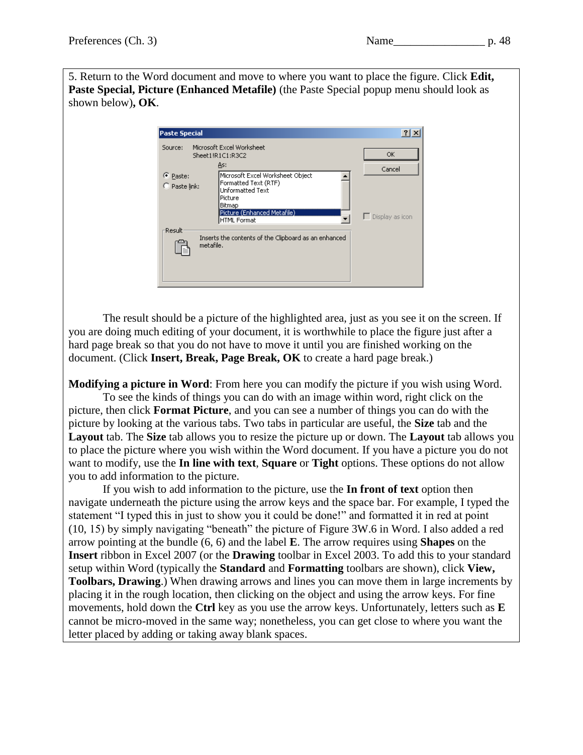5. Return to the Word document and move to where you want to place the figure. Click **Edit, Paste Special, Picture (Enhanced Metafile)** (the Paste Special popup menu should look as shown below)**, OK**.

The result should be a picture of the highlighted area, just as you see it on the screen. If you are doing much editing of your document, it is worthwhile to place the figure just after a hard page break so that you do not have to move it until you are finished working on the document. (Click **Insert, Break, Page Break, OK** to create a hard page break.)

**Modifying a picture in Word**: From here you can modify the picture if you wish using Word.

To see the kinds of things you can do with an image within word, right click on the picture, then click **Format Picture**, and you can see a number of things you can do with the picture by looking at the various tabs. Two tabs in particular are useful, the **Size** tab and the **Layout** tab. The **Size** tab allows you to resize the picture up or down. The **Layout** tab allows you to place the picture where you wish within the Word document. If you have a picture you do not want to modify, use the **In line with text**, **Square** or **Tight** options. These options do not allow you to add information to the picture.

If you wish to add information to the picture, use the **In front of text** option then navigate underneath the picture using the arrow keys and the space bar. For example, I typed the statement "I typed this in just to show you it could be done!" and formatted it in red at point (10, 15) by simply navigating "beneath" the picture of Figure 3W.6 in Word. I also added a red arrow pointing at the bundle (6, 6) and the label **E**. The arrow requires using **Shapes** on the **Insert** ribbon in Excel 2007 (or the **Drawing** toolbar in Excel 2003. To add this to your standard setup within Word (typically the **Standard** and **Formatting** toolbars are shown), click **View, Toolbars, Drawing**.) When drawing arrows and lines you can move them in large increments by placing it in the rough location, then clicking on the object and using the arrow keys. For fine movements, hold down the **Ctrl** key as you use the arrow keys. Unfortunately, letters such as **E** cannot be micro-moved in the same way; nonetheless, you can get close to where you want the letter placed by adding or taking away blank spaces.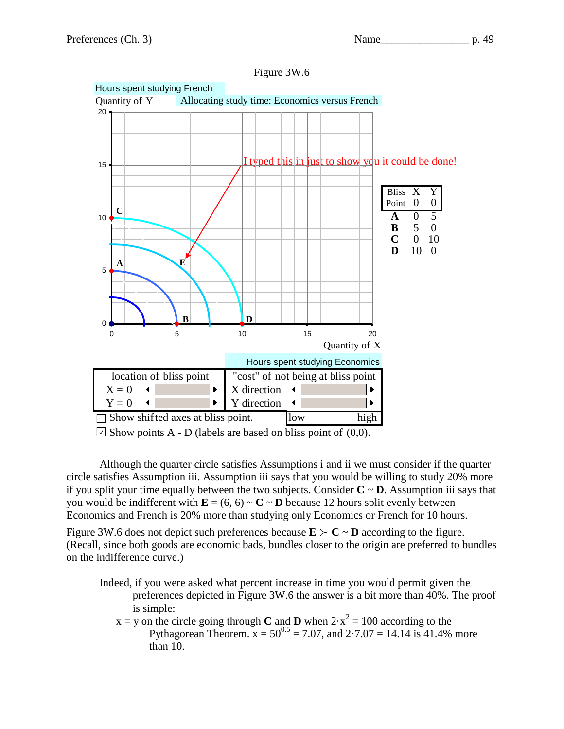Figure 3W.6

Hours spent studying French

Quantity of Y — Allocating study time: Economics versus French

I typed this in just to show you it could be done!

| Bliss Point | X | Y |
|---|---|---|
| | 0 | 0 |
| **A** | 0 | 5 |
| **B** | 5 | 0 |
| **C** | 0 | 10 |
| **D** | 10 | 0 |

Quantity of X

Hours spent studying Economics

| location of bliss point | "cost" of not being at bliss point |
|---|---|
| X = 0 | X direction |
| Y = 0 | Y direction |
| | low — high |

☐ Show shifted axes at bliss point.

☑ Show points A - D (labels are based on bliss point of (0,0).

Although the quarter circle satisfies Assumptions i and ii we must consider if the quarter circle satisfies Assumption iii. Assumption iii says that you would be willing to study 20% more if you split your time equally between the two subjects. Consider **C** ~ **D**. Assumption iii says that you would be indifferent with **E** = (6, 6) ~ **C** ~ **D** because 12 hours split evenly between Economics and French is 20% more than studying only Economics or French for 10 hours.

Figure 3W.6 does not depict such preferences because **E** ≻ **C** ~ **D** according to the figure. (Recall, since both goods are economic bads, bundles closer to the origin are preferred to bundles on the indifference curve.)

Indeed, if you were asked what percent increase in time you would permit given the preferences depicted in Figure 3W.6 the answer is a bit more than 40%. The proof is simple:

$x = y$ on the circle going through **C** and **D** when $2 \cdot x^2 = 100$ according to the Pythagorean Theorem. $x = 50^{0.5} = 7.07$, and $2 \cdot 7.07 = 14.14$ is 41.4% more than 10.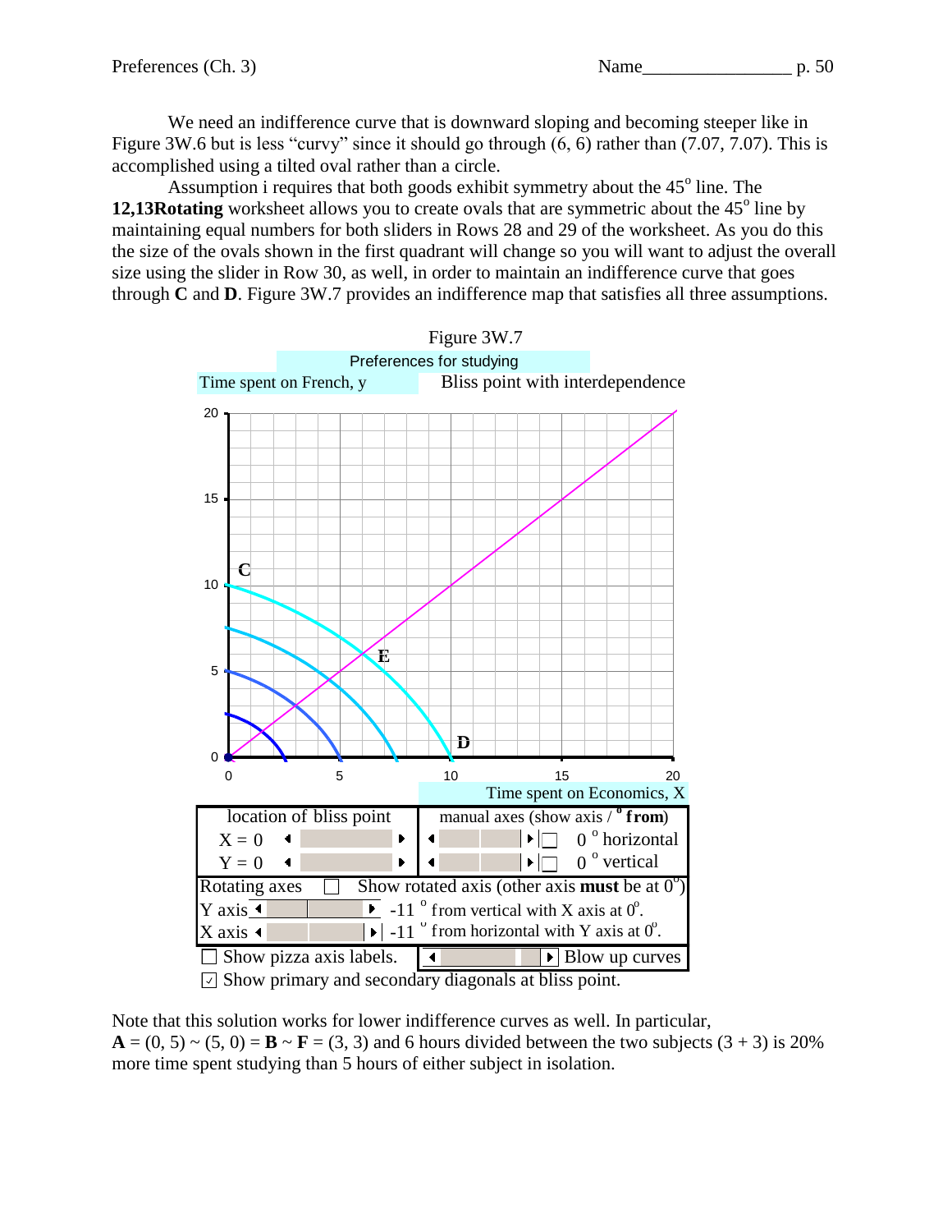We need an indifference curve that is downward sloping and becoming steeper like in Figure 3W.6 but is less "curvy" since it should go through (6, 6) rather than (7.07, 7.07). This is accomplished using a tilted oval rather than a circle.

Assumption i requires that both goods exhibit symmetry about the 45° line. The **12,13Rotating** worksheet allows you to create ovals that are symmetric about the 45° line by maintaining equal numbers for both sliders in Rows 28 and 29 of the worksheet. As you do this the size of the ovals shown in the first quadrant will change so you will want to adjust the overall size using the slider in Row 30, as well, in order to maintain an indifference curve that goes through **C** and **D**. Figure 3W.7 provides an indifference map that satisfies all three assumptions.

Figure 3W.7

Preferences for studying

Time spent on French, y — Bliss point with interdependence

Time spent on Economics, X

| location of bliss point | manual axes (show axis / ° from) |
|---|---|
| X = 0 | 0 ° horizontal |
| Y = 0 | 0 ° vertical |

Rotating axes ☐ Show rotated axis (other axis **must** be at 0°)

Y axis -11 ° from vertical with X axis at 0°.

X axis -11 ° from horizontal with Y axis at 0°.

☐ Show pizza axis labels. Blow up curves

☑ Show primary and secondary diagonals at bliss point.

Note that this solution works for lower indifference curves as well. In particular, **A** = (0, 5) ~ (5, 0) = **B** ~ **F** = (3, 3) and 6 hours divided between the two subjects (3 + 3) is 20% more time spent studying than 5 hours of either subject in isolation.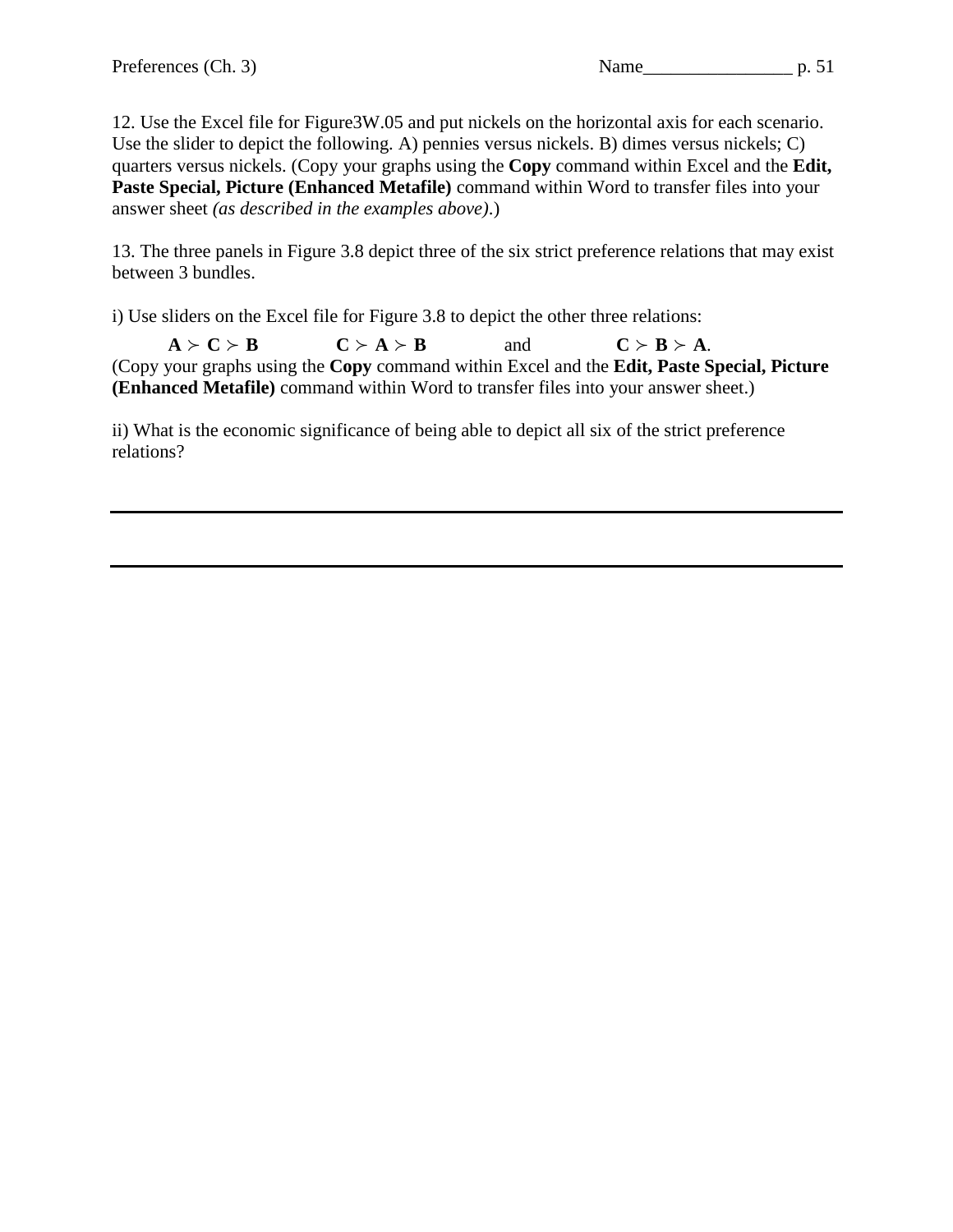12. Use the Excel file for Figure3W.05 and put nickels on the horizontal axis for each scenario. Use the slider to depict the following. A) pennies versus nickels. B) dimes versus nickels; C) quarters versus nickels. (Copy your graphs using the **Copy** command within Excel and the **Edit, Paste Special, Picture (Enhanced Metafile)** command within Word to transfer files into your answer sheet *(as described in the examples above)*.)

13. The three panels in Figure 3.8 depict three of the six strict preference relations that may exist between 3 bundles.

i) Use sliders on the Excel file for Figure 3.8 to depict the other three relations:

$\mathbf{A} \succ \mathbf{C} \succ \mathbf{B}$ $\quad\quad$ $\mathbf{C} \succ \mathbf{A} \succ \mathbf{B}$ $\quad\quad$ and $\quad\quad$ $\mathbf{C} \succ \mathbf{B} \succ \mathbf{A}$.

(Copy your graphs using the **Copy** command within Excel and the **Edit, Paste Special, Picture (Enhanced Metafile)** command within Word to transfer files into your answer sheet.)

ii) What is the economic significance of being able to depict all six of the strict preference relations?

---

---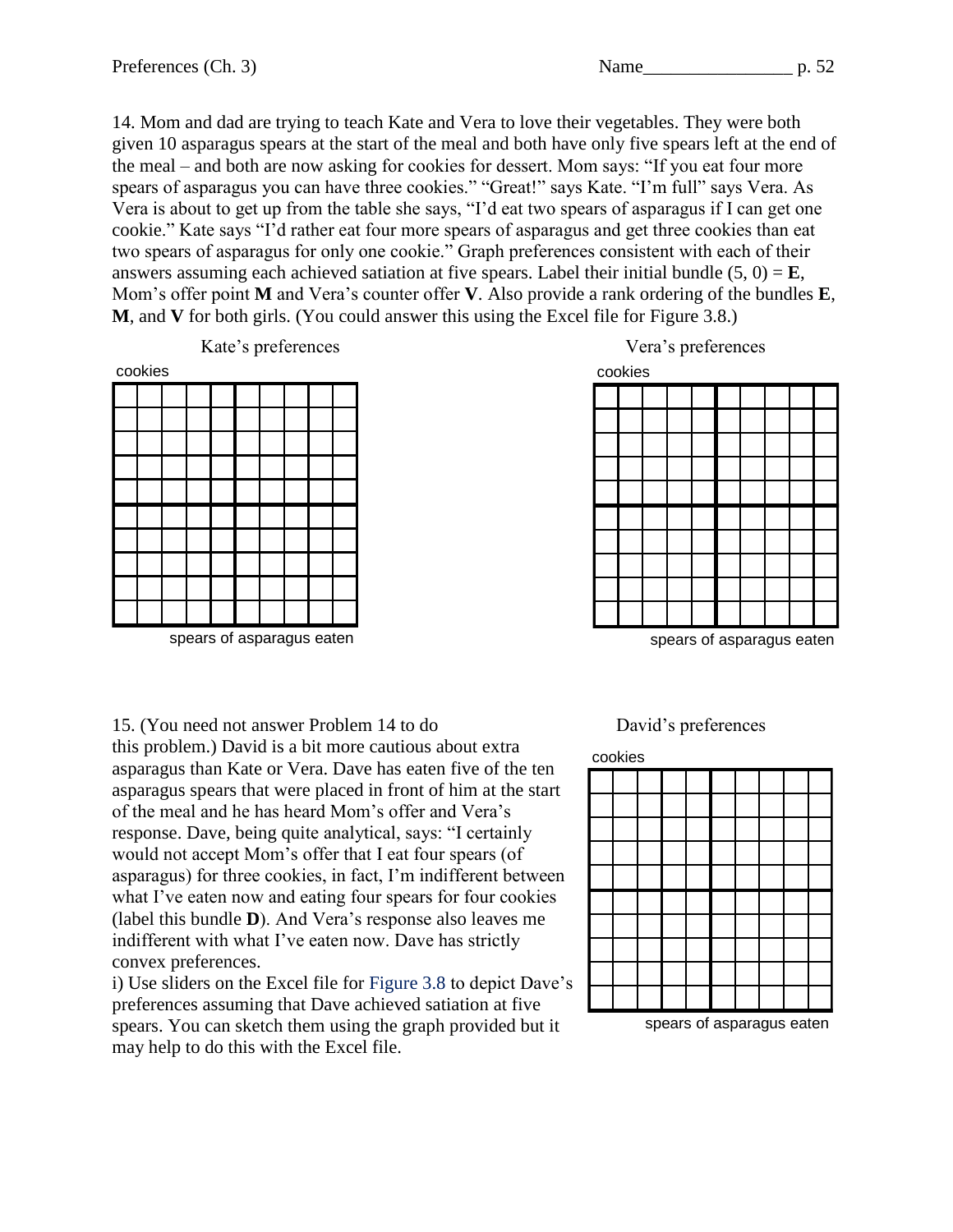14. Mom and dad are trying to teach Kate and Vera to love their vegetables. They were both given 10 asparagus spears at the start of the meal and both have only five spears left at the end of the meal – and both are now asking for cookies for dessert. Mom says: "If you eat four more spears of asparagus you can have three cookies." "Great!" says Kate. "I'm full" says Vera. As Vera is about to get up from the table she says, "I'd eat two spears of asparagus if I can get one cookie." Kate says "I'd rather eat four more spears of asparagus and get three cookies than eat two spears of asparagus for only one cookie." Graph preferences consistent with each of their answers assuming each achieved satiation at five spears. Label their initial bundle (5, 0) = **E**, Mom's offer point **M** and Vera's counter offer **V**. Also provide a rank ordering of the bundles **E**, **M**, and **V** for both girls. (You could answer this using the Excel file for Figure 3.8.)

Kate's preferences

cookies

spears of asparagus eaten

Vera's preferences

cookies

spears of asparagus eaten

15. (You need not answer Problem 14 to do this problem.) David is a bit more cautious about extra asparagus than Kate or Vera. Dave has eaten five of the ten asparagus spears that were placed in front of him at the start of the meal and he has heard Mom's offer and Vera's response. Dave, being quite analytical, says: "I certainly would not accept Mom's offer that I eat four spears (of asparagus) for three cookies, in fact, I'm indifferent between what I've eaten now and eating four spears for four cookies (label this bundle **D**). And Vera's response also leaves me indifferent with what I've eaten now. Dave has strictly convex preferences.

i) Use sliders on the Excel file for Figure 3.8 to depict Dave's preferences assuming that Dave achieved satiation at five spears. You can sketch them using the graph provided but it may help to do this with the Excel file.

David's preferences

cookies

spears of asparagus eaten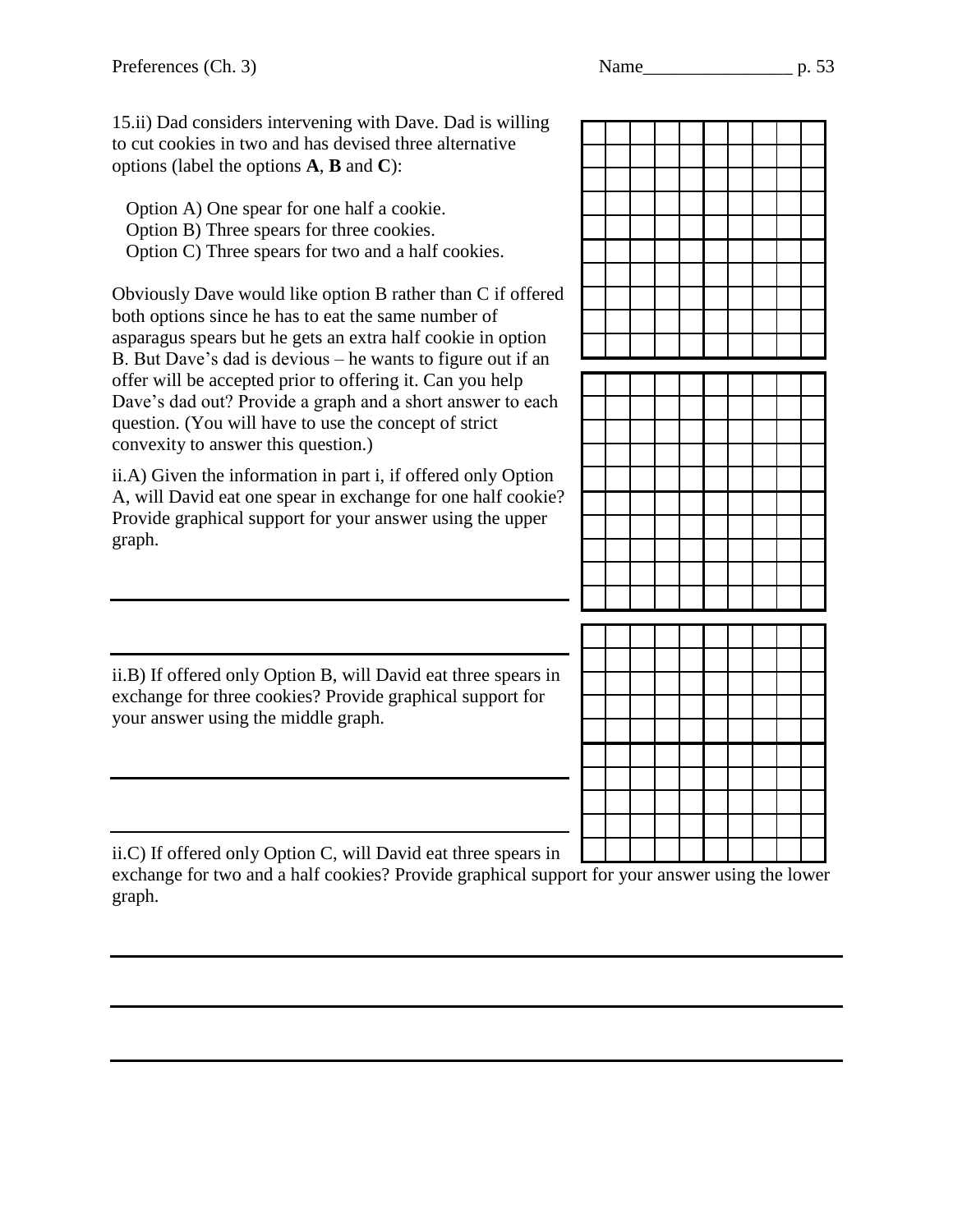15.ii) Dad considers intervening with Dave. Dad is willing to cut cookies in two and has devised three alternative options (label the options **A**, **B** and **C**):

Option A) One spear for one half a cookie.
Option B) Three spears for three cookies.
Option C) Three spears for two and a half cookies.

Obviously Dave would like option B rather than C if offered both options since he has to eat the same number of asparagus spears but he gets an extra half cookie in option B. But Dave's dad is devious – he wants to figure out if an offer will be accepted prior to offering it. Can you help Dave's dad out? Provide a graph and a short answer to each question. (You will have to use the concept of strict convexity to answer this question.)

ii.A) Given the information in part i, if offered only Option A, will David eat one spear in exchange for one half cookie? Provide graphical support for your answer using the upper graph.

______________________________________________

______________________________________________

ii.B) If offered only Option B, will David eat three spears in exchange for three cookies? Provide graphical support for your answer using the middle graph.

______________________________________________

______________________________________________

ii.C) If offered only Option C, will David eat three spears in exchange for two and a half cookies? Provide graphical support for your answer using the lower graph.

______________________________________________

______________________________________________

______________________________________________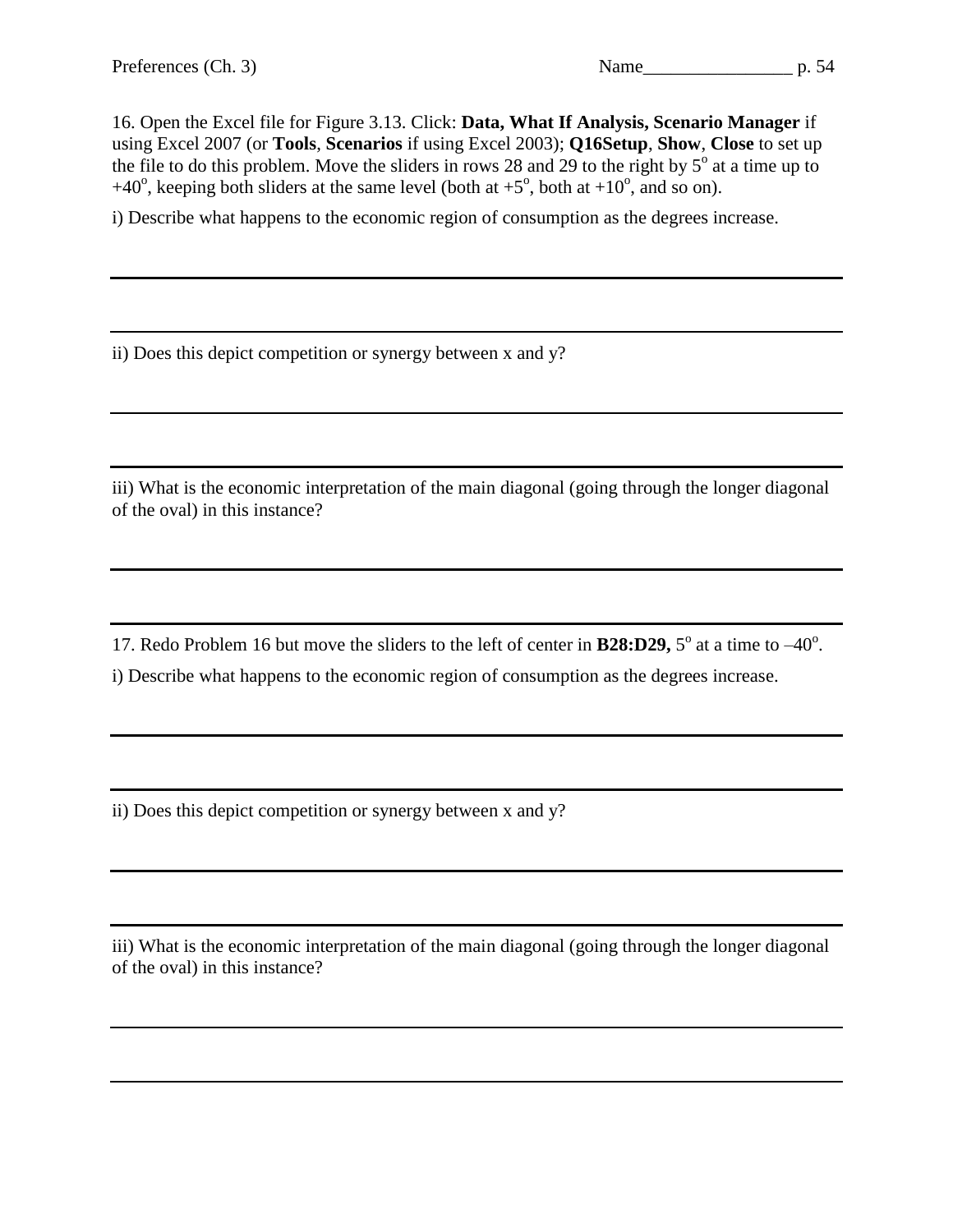16. Open the Excel file for Figure 3.13. Click: **Data, What If Analysis, Scenario Manager** if using Excel 2007 (or **Tools**, **Scenarios** if using Excel 2003); **Q16Setup**, **Show**, **Close** to set up the file to do this problem. Move the sliders in rows 28 and 29 to the right by $5^o$ at a time up to $+40^o$, keeping both sliders at the same level (both at $+5^o$, both at $+10^o$, and so on).

i) Describe what happens to the economic region of consumption as the degrees increase.

ii) Does this depict competition or synergy between x and y?

iii) What is the economic interpretation of the main diagonal (going through the longer diagonal of the oval) in this instance?

17. Redo Problem 16 but move the sliders to the left of center in **B28:D29,** $5^o$ at a time to $-40^o$.

i) Describe what happens to the economic region of consumption as the degrees increase.

ii) Does this depict competition or synergy between x and y?

iii) What is the economic interpretation of the main diagonal (going through the longer diagonal of the oval) in this instance?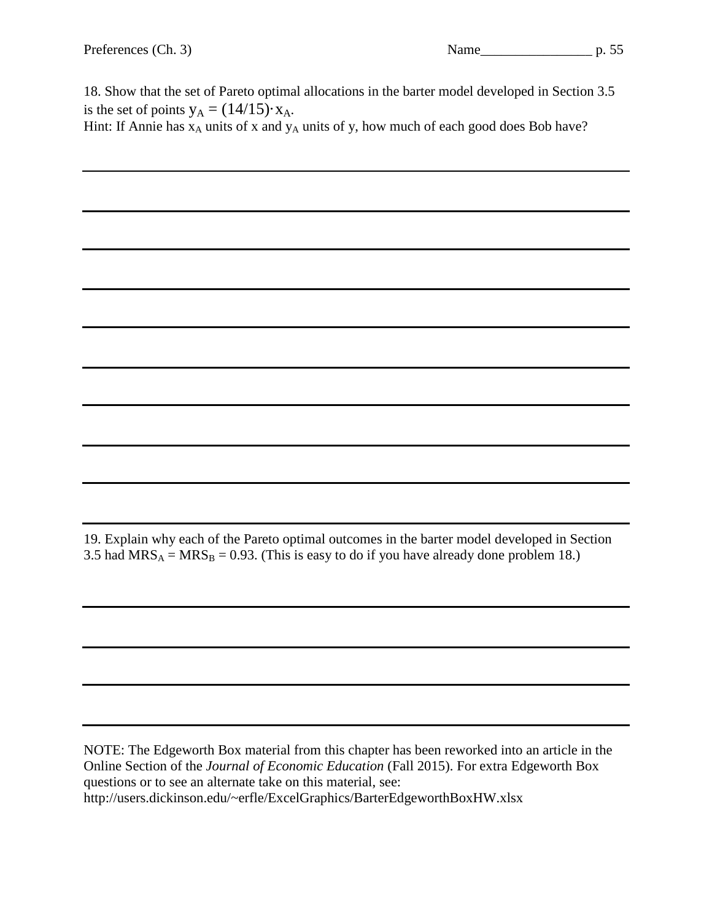18. Show that the set of Pareto optimal allocations in the barter model developed in Section 3.5 is the set of points $y_A = (14/15) \cdot x_A$.

Hint: If Annie has $x_A$ units of x and $y_A$ units of y, how much of each good does Bob have?

19. Explain why each of the Pareto optimal outcomes in the barter model developed in Section 3.5 had $MRS_A = MRS_B = 0.93$. (This is easy to do if you have already done problem 18.)

NOTE: The Edgeworth Box material from this chapter has been reworked into an article in the Online Section of the *Journal of Economic Education* (Fall 2015). For extra Edgeworth Box questions or to see an alternate take on this material, see: http://users.dickinson.edu/~erfle/ExcelGraphics/BarterEdgeworthBoxHW.xlsx